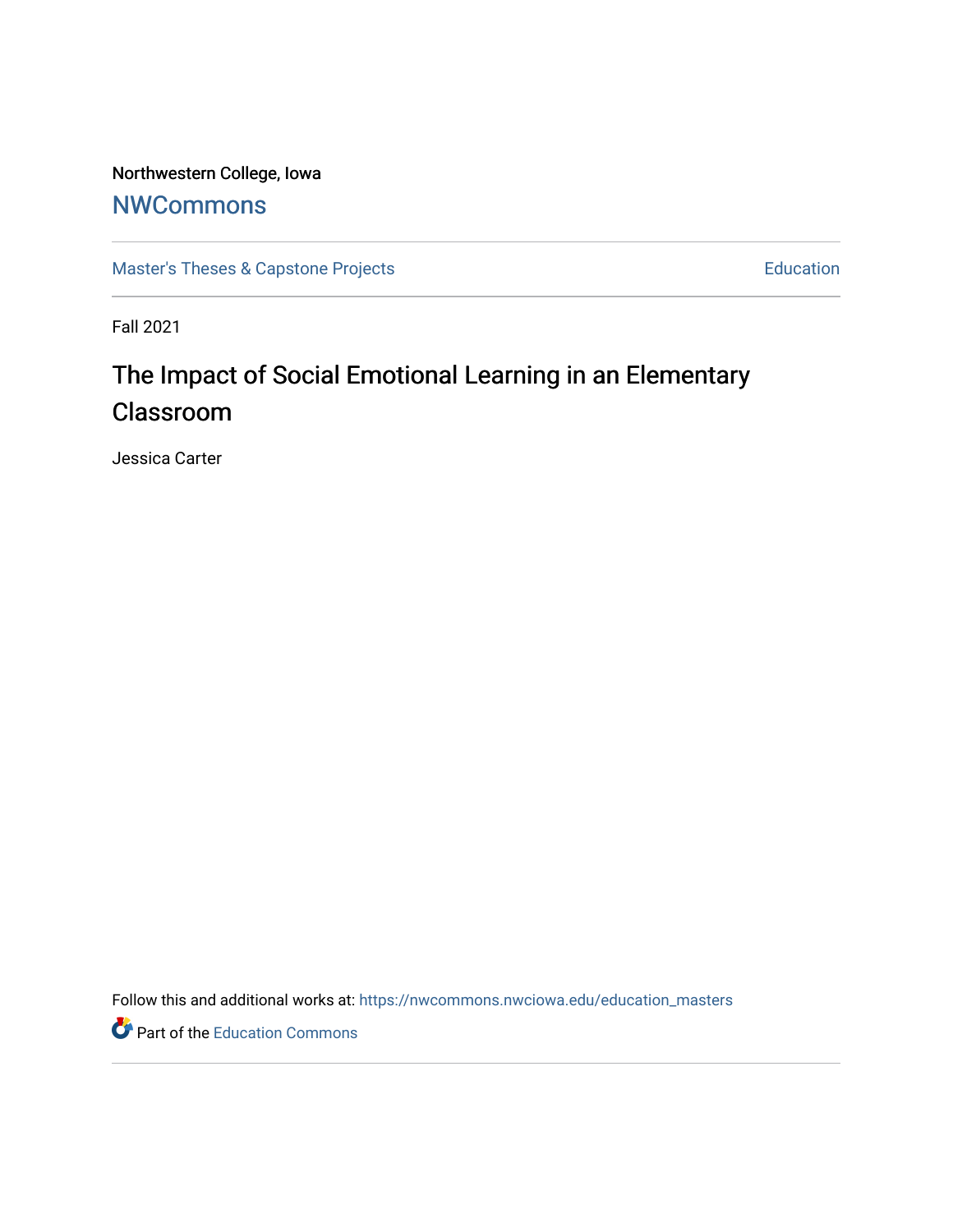Northwestern College, Iowa

## NWCommons

Master's Theses & Capstone Projects

Education

Fall 2021

# The Impact of Social Emotional Learning in an Elementary Classroom

Jessica Carter

Follow this and additional works at: https://nwcommons.nwciowa.edu/education_masters

Part of the Education Commons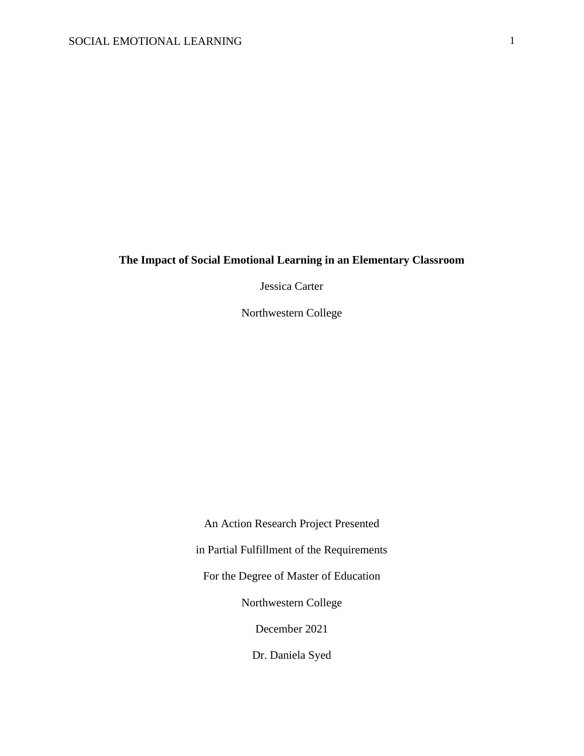**The Impact of Social Emotional Learning in an Elementary Classroom**

Jessica Carter

Northwestern College

An Action Research Project Presented

in Partial Fulfillment of the Requirements

For the Degree of Master of Education

Northwestern College

December 2021

Dr. Daniela Syed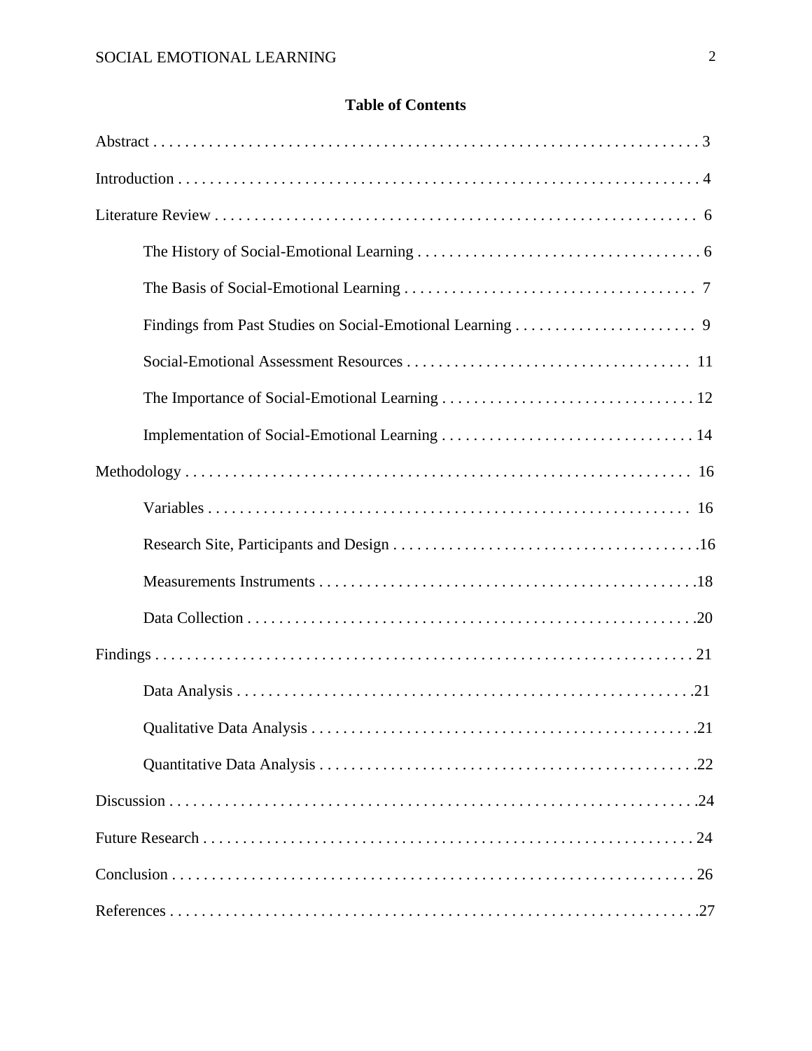**Table of Contents**

Abstract . . . . . . . . . . . . . . . . . . . . . . . . . . . . . . . . . . . . . . . . . . . . . . . . . . . . . . . . . . . . . . . . . . . . 3

Introduction . . . . . . . . . . . . . . . . . . . . . . . . . . . . . . . . . . . . . . . . . . . . . . . . . . . . . . . . . . . . . . . . . 4

Literature Review . . . . . . . . . . . . . . . . . . . . . . . . . . . . . . . . . . . . . . . . . . . . . . . . . . . . . . . . . . . . . 6

- The History of Social-Emotional Learning . . . . . . . . . . . . . . . . . . . . . . . . . . . . . . . . . . . . . 6
- The Basis of Social-Emotional Learning . . . . . . . . . . . . . . . . . . . . . . . . . . . . . . . . . . . . . 7
- Findings from Past Studies on Social-Emotional Learning . . . . . . . . . . . . . . . . . . . . . . . 9
- Social-Emotional Assessment Resources . . . . . . . . . . . . . . . . . . . . . . . . . . . . . . . . . . . . 11
- The Importance of Social-Emotional Learning . . . . . . . . . . . . . . . . . . . . . . . . . . . . . . . . 12
- Implementation of Social-Emotional Learning . . . . . . . . . . . . . . . . . . . . . . . . . . . . . . . . 14

Methodology . . . . . . . . . . . . . . . . . . . . . . . . . . . . . . . . . . . . . . . . . . . . . . . . . . . . . . . . . . . . . . . . 16

- Variables . . . . . . . . . . . . . . . . . . . . . . . . . . . . . . . . . . . . . . . . . . . . . . . . . . . . . . . . . . . . . . 16
- Research Site, Participants and Design . . . . . . . . . . . . . . . . . . . . . . . . . . . . . . . . . . . . . . .16
- Measurements Instruments . . . . . . . . . . . . . . . . . . . . . . . . . . . . . . . . . . . . . . . . . . . . . . . .18
- Data Collection . . . . . . . . . . . . . . . . . . . . . . . . . . . . . . . . . . . . . . . . . . . . . . . . . . . . . . . . . .20

Findings . . . . . . . . . . . . . . . . . . . . . . . . . . . . . . . . . . . . . . . . . . . . . . . . . . . . . . . . . . . . . . . . . . . . 21

- Data Analysis . . . . . . . . . . . . . . . . . . . . . . . . . . . . . . . . . . . . . . . . . . . . . . . . . . . . . . . . . . .21
- Qualitative Data Analysis . . . . . . . . . . . . . . . . . . . . . . . . . . . . . . . . . . . . . . . . . . . . . . . . . .21
- Quantitative Data Analysis . . . . . . . . . . . . . . . . . . . . . . . . . . . . . . . . . . . . . . . . . . . . . . . . .22

Discussion . . . . . . . . . . . . . . . . . . . . . . . . . . . . . . . . . . . . . . . . . . . . . . . . . . . . . . . . . . . . . . . . . . .24

Future Research . . . . . . . . . . . . . . . . . . . . . . . . . . . . . . . . . . . . . . . . . . . . . . . . . . . . . . . . . . . . . 24

Conclusion . . . . . . . . . . . . . . . . . . . . . . . . . . . . . . . . . . . . . . . . . . . . . . . . . . . . . . . . . . . . . . . . . 26

References . . . . . . . . . . . . . . . . . . . . . . . . . . . . . . . . . . . . . . . . . . . . . . . . . . . . . . . . . . . . . . . . . .27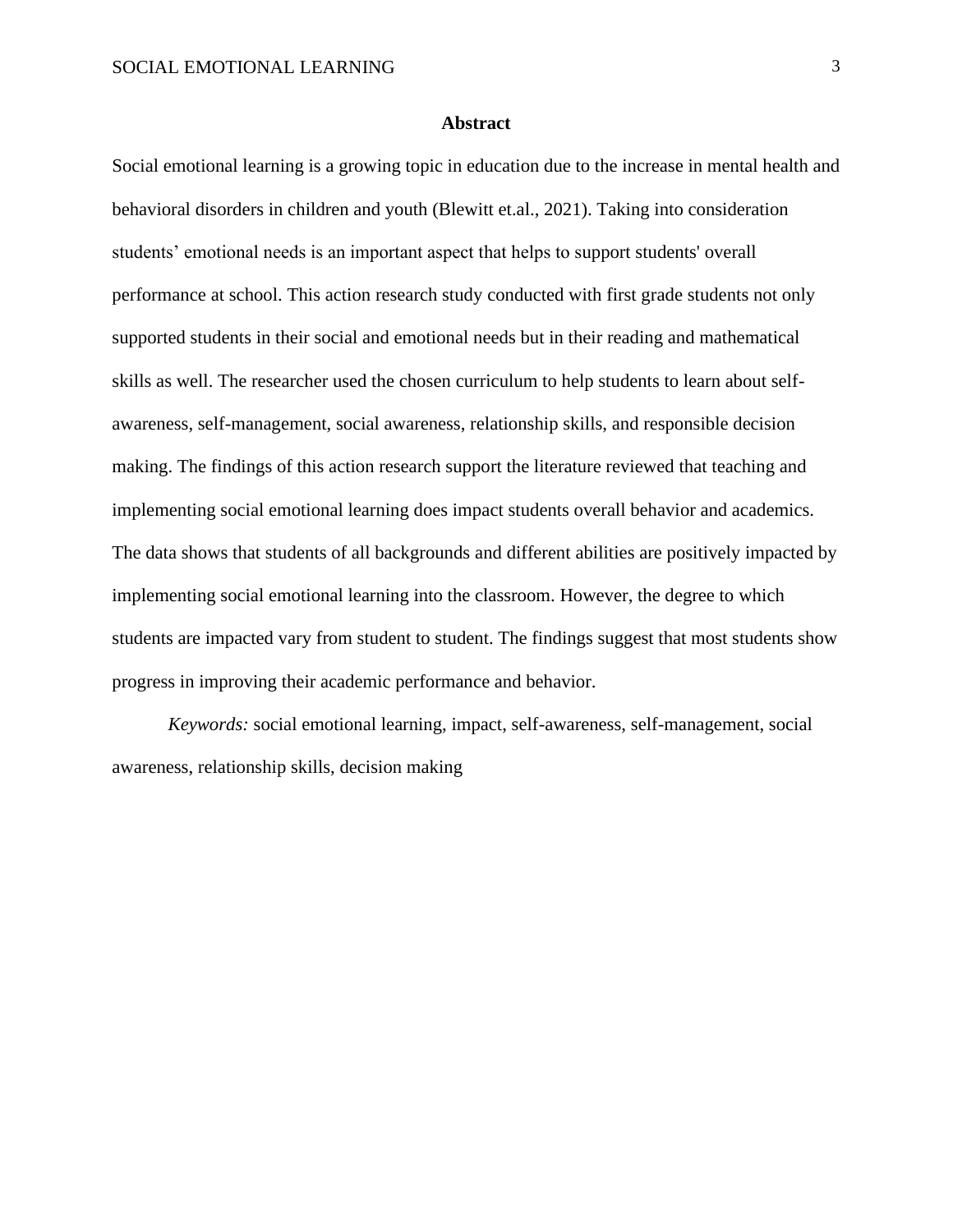## Abstract

Social emotional learning is a growing topic in education due to the increase in mental health and behavioral disorders in children and youth (Blewitt et.al., 2021). Taking into consideration students' emotional needs is an important aspect that helps to support students' overall performance at school. This action research study conducted with first grade students not only supported students in their social and emotional needs but in their reading and mathematical skills as well. The researcher used the chosen curriculum to help students to learn about self-awareness, self-management, social awareness, relationship skills, and responsible decision making. The findings of this action research support the literature reviewed that teaching and implementing social emotional learning does impact students overall behavior and academics. The data shows that students of all backgrounds and different abilities are positively impacted by implementing social emotional learning into the classroom. However, the degree to which students are impacted vary from student to student. The findings suggest that most students show progress in improving their academic performance and behavior.

*Keywords:* social emotional learning, impact, self-awareness, self-management, social awareness, relationship skills, decision making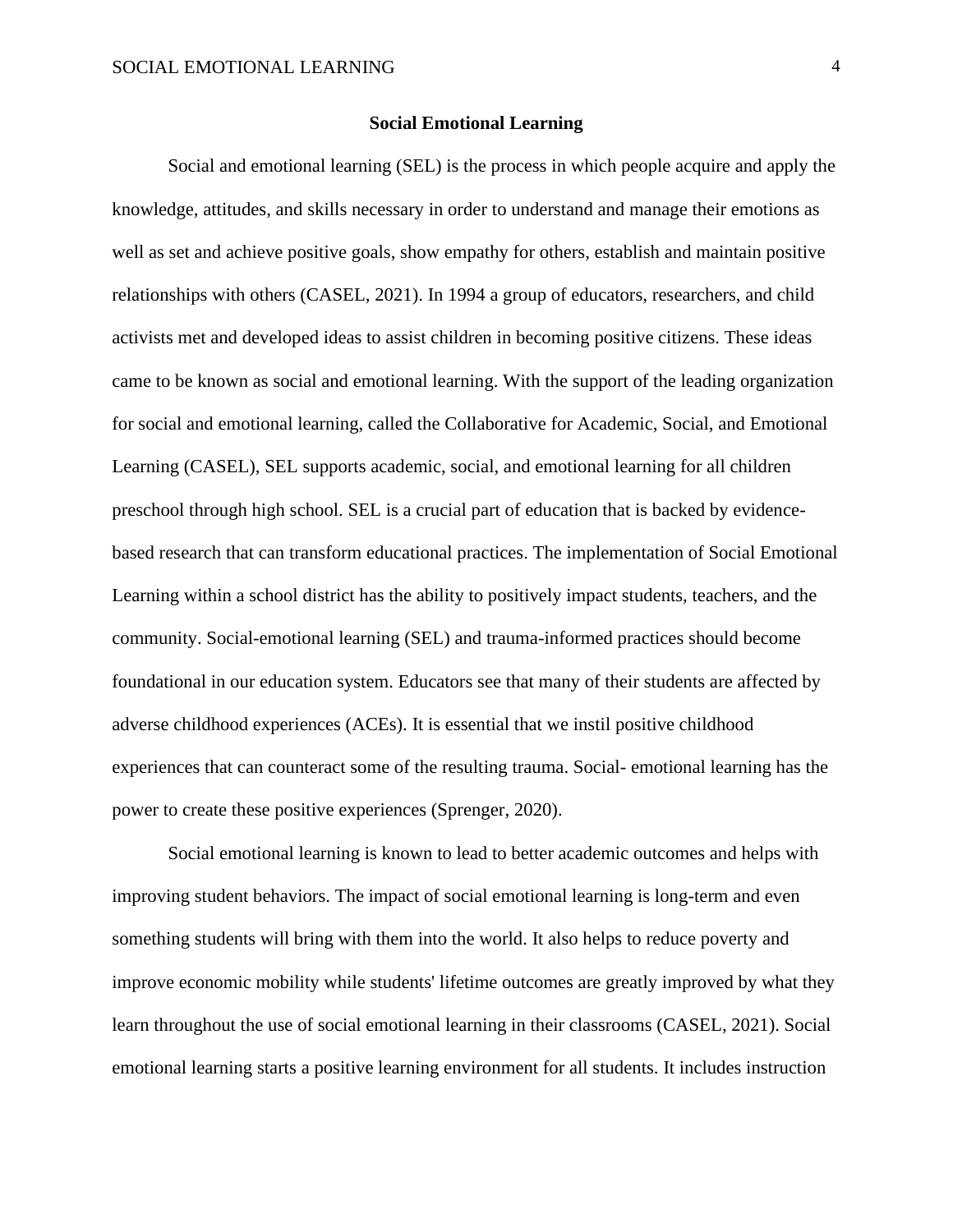# Social Emotional Learning

Social and emotional learning (SEL) is the process in which people acquire and apply the knowledge, attitudes, and skills necessary in order to understand and manage their emotions as well as set and achieve positive goals, show empathy for others, establish and maintain positive relationships with others (CASEL, 2021). In 1994 a group of educators, researchers, and child activists met and developed ideas to assist children in becoming positive citizens. These ideas came to be known as social and emotional learning. With the support of the leading organization for social and emotional learning, called the Collaborative for Academic, Social, and Emotional Learning (CASEL), SEL supports academic, social, and emotional learning for all children preschool through high school. SEL is a crucial part of education that is backed by evidence-based research that can transform educational practices. The implementation of Social Emotional Learning within a school district has the ability to positively impact students, teachers, and the community. Social-emotional learning (SEL) and trauma-informed practices should become foundational in our education system. Educators see that many of their students are affected by adverse childhood experiences (ACEs). It is essential that we instil positive childhood experiences that can counteract some of the resulting trauma. Social- emotional learning has the power to create these positive experiences (Sprenger, 2020).

Social emotional learning is known to lead to better academic outcomes and helps with improving student behaviors. The impact of social emotional learning is long-term and even something students will bring with them into the world. It also helps to reduce poverty and improve economic mobility while students' lifetime outcomes are greatly improved by what they learn throughout the use of social emotional learning in their classrooms (CASEL, 2021). Social emotional learning starts a positive learning environment for all students. It includes instruction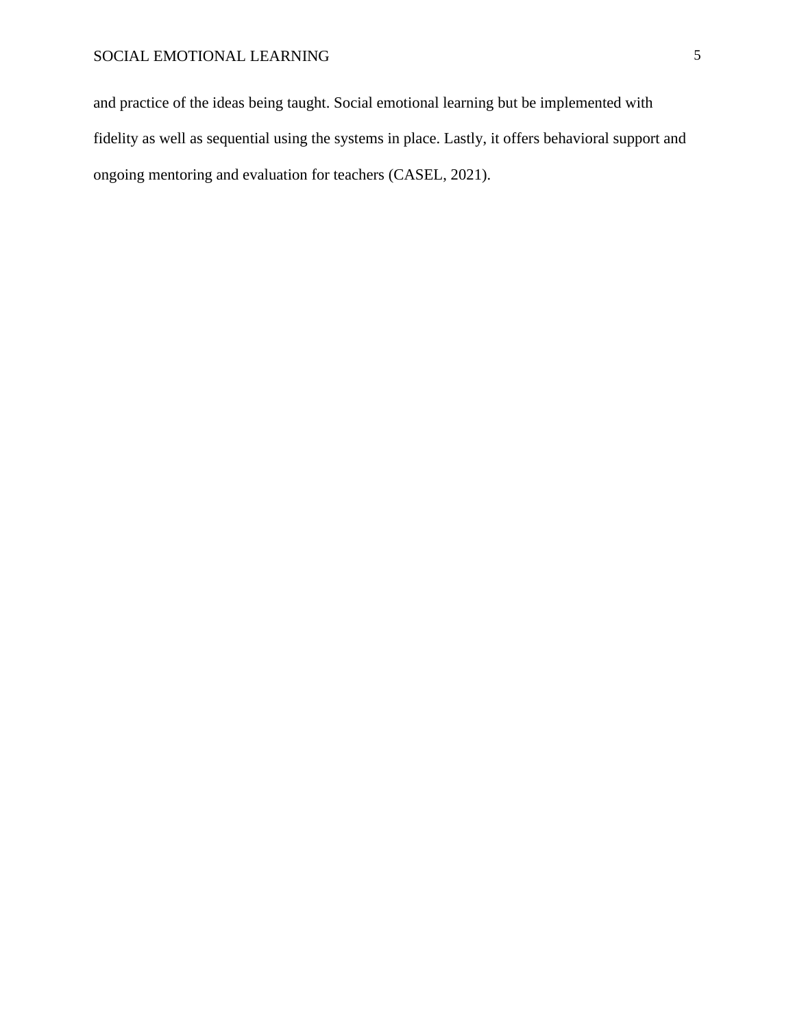and practice of the ideas being taught. Social emotional learning but be implemented with fidelity as well as sequential using the systems in place. Lastly, it offers behavioral support and ongoing mentoring and evaluation for teachers (CASEL, 2021).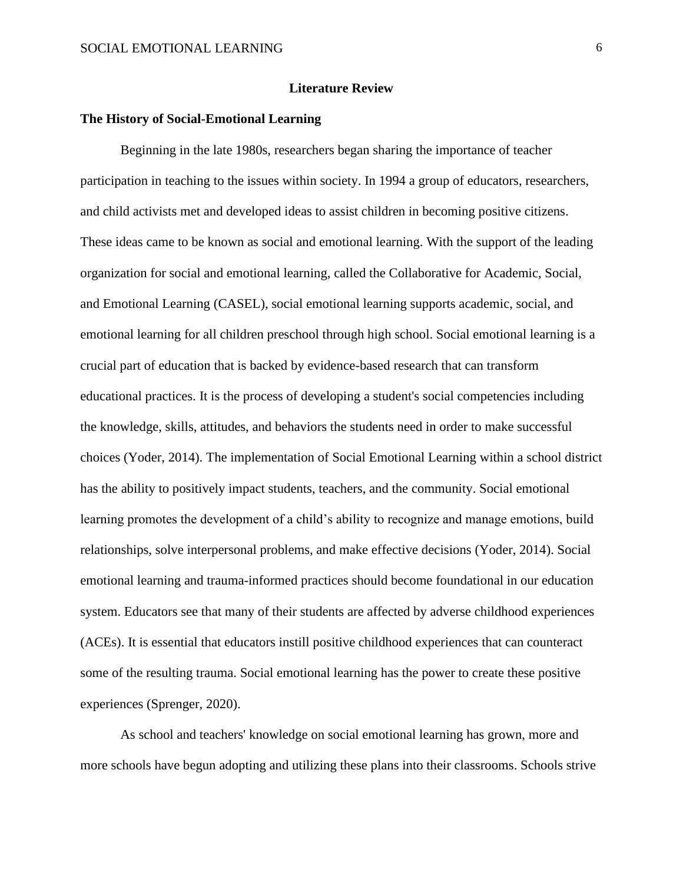# Literature Review

## The History of Social-Emotional Learning

Beginning in the late 1980s, researchers began sharing the importance of teacher participation in teaching to the issues within society. In 1994 a group of educators, researchers, and child activists met and developed ideas to assist children in becoming positive citizens. These ideas came to be known as social and emotional learning. With the support of the leading organization for social and emotional learning, called the Collaborative for Academic, Social, and Emotional Learning (CASEL), social emotional learning supports academic, social, and emotional learning for all children preschool through high school. Social emotional learning is a crucial part of education that is backed by evidence-based research that can transform educational practices. It is the process of developing a student's social competencies including the knowledge, skills, attitudes, and behaviors the students need in order to make successful choices (Yoder, 2014). The implementation of Social Emotional Learning within a school district has the ability to positively impact students, teachers, and the community. Social emotional learning promotes the development of a child's ability to recognize and manage emotions, build relationships, solve interpersonal problems, and make effective decisions (Yoder, 2014). Social emotional learning and trauma-informed practices should become foundational in our education system. Educators see that many of their students are affected by adverse childhood experiences (ACEs). It is essential that educators instill positive childhood experiences that can counteract some of the resulting trauma. Social emotional learning has the power to create these positive experiences (Sprenger, 2020).

As school and teachers' knowledge on social emotional learning has grown, more and more schools have begun adopting and utilizing these plans into their classrooms. Schools strive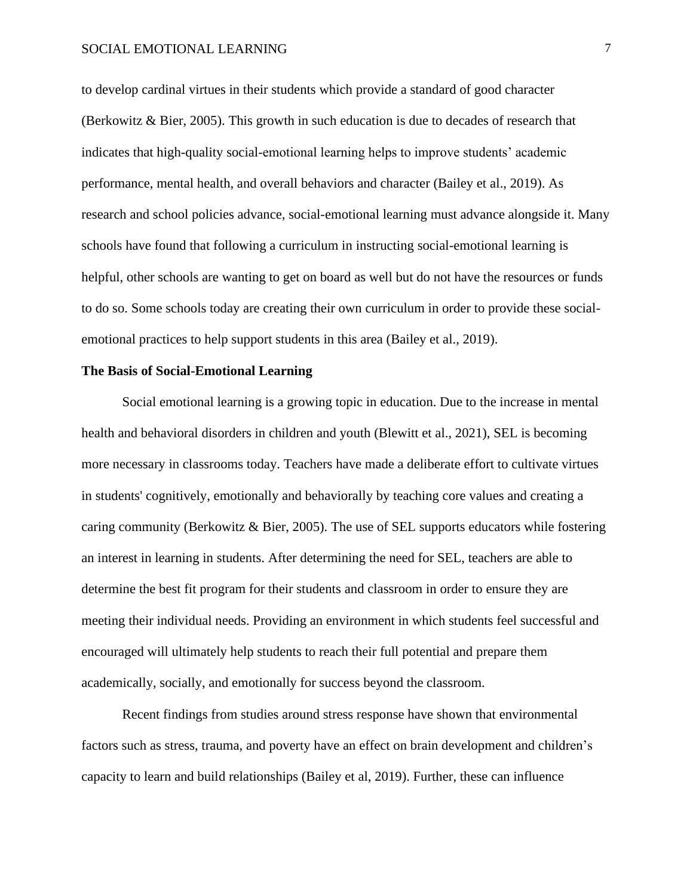to develop cardinal virtues in their students which provide a standard of good character (Berkowitz & Bier, 2005). This growth in such education is due to decades of research that indicates that high-quality social-emotional learning helps to improve students' academic performance, mental health, and overall behaviors and character (Bailey et al., 2019). As research and school policies advance, social-emotional learning must advance alongside it. Many schools have found that following a curriculum in instructing social-emotional learning is helpful, other schools are wanting to get on board as well but do not have the resources or funds to do so. Some schools today are creating their own curriculum in order to provide these social-emotional practices to help support students in this area (Bailey et al., 2019).

**The Basis of Social-Emotional Learning**

Social emotional learning is a growing topic in education. Due to the increase in mental health and behavioral disorders in children and youth (Blewitt et al., 2021), SEL is becoming more necessary in classrooms today. Teachers have made a deliberate effort to cultivate virtues in students' cognitively, emotionally and behaviorally by teaching core values and creating a caring community (Berkowitz & Bier, 2005). The use of SEL supports educators while fostering an interest in learning in students. After determining the need for SEL, teachers are able to determine the best fit program for their students and classroom in order to ensure they are meeting their individual needs. Providing an environment in which students feel successful and encouraged will ultimately help students to reach their full potential and prepare them academically, socially, and emotionally for success beyond the classroom.

Recent findings from studies around stress response have shown that environmental factors such as stress, trauma, and poverty have an effect on brain development and children's capacity to learn and build relationships (Bailey et al, 2019). Further, these can influence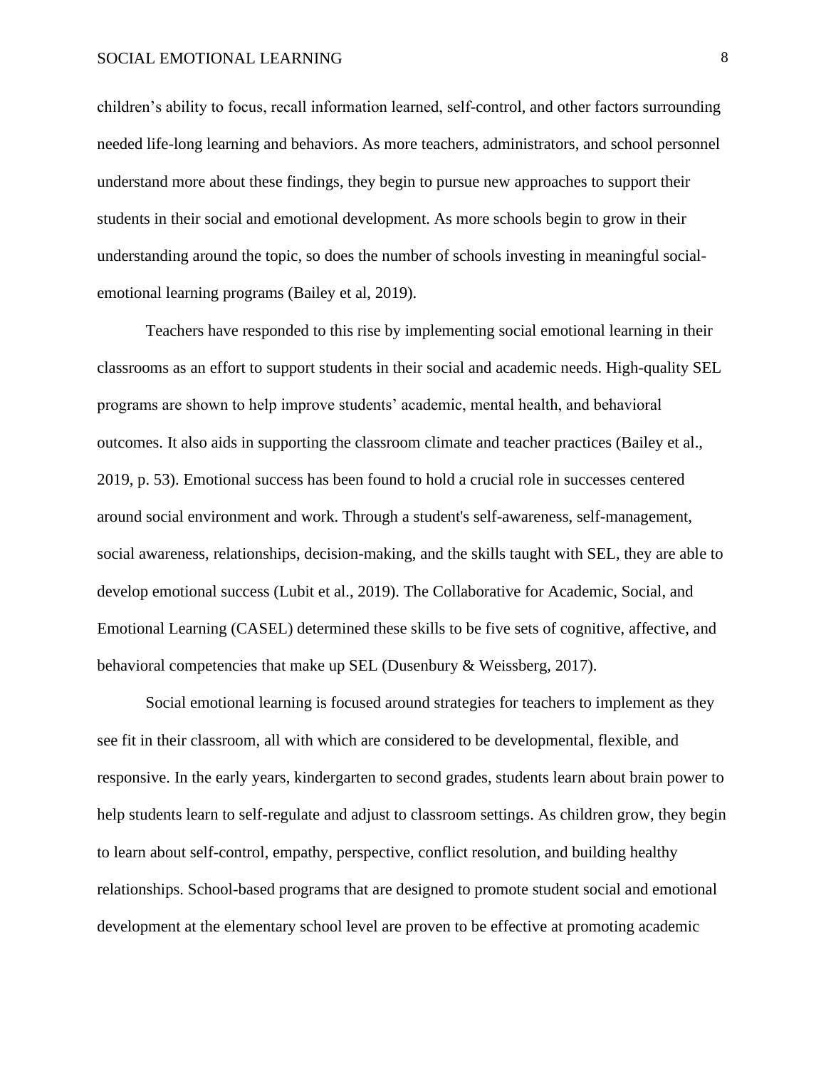children's ability to focus, recall information learned, self-control, and other factors surrounding needed life-long learning and behaviors. As more teachers, administrators, and school personnel understand more about these findings, they begin to pursue new approaches to support their students in their social and emotional development. As more schools begin to grow in their understanding around the topic, so does the number of schools investing in meaningful social-emotional learning programs (Bailey et al, 2019).

Teachers have responded to this rise by implementing social emotional learning in their classrooms as an effort to support students in their social and academic needs. High-quality SEL programs are shown to help improve students' academic, mental health, and behavioral outcomes. It also aids in supporting the classroom climate and teacher practices (Bailey et al., 2019, p. 53). Emotional success has been found to hold a crucial role in successes centered around social environment and work. Through a student's self-awareness, self-management, social awareness, relationships, decision-making, and the skills taught with SEL, they are able to develop emotional success (Lubit et al., 2019). The Collaborative for Academic, Social, and Emotional Learning (CASEL) determined these skills to be five sets of cognitive, affective, and behavioral competencies that make up SEL (Dusenbury & Weissberg, 2017).

Social emotional learning is focused around strategies for teachers to implement as they see fit in their classroom, all with which are considered to be developmental, flexible, and responsive. In the early years, kindergarten to second grades, students learn about brain power to help students learn to self-regulate and adjust to classroom settings. As children grow, they begin to learn about self-control, empathy, perspective, conflict resolution, and building healthy relationships. School-based programs that are designed to promote student social and emotional development at the elementary school level are proven to be effective at promoting academic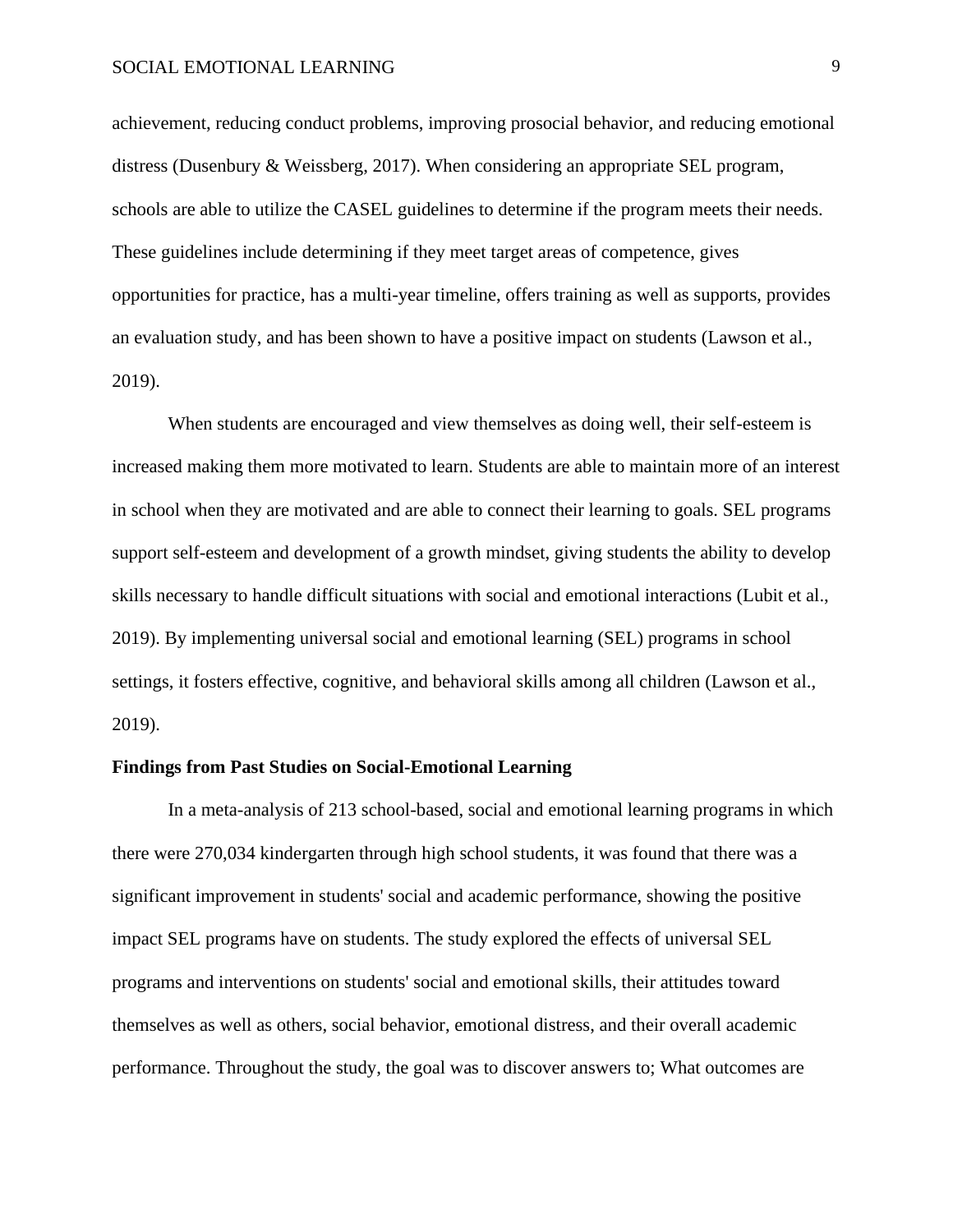achievement, reducing conduct problems, improving prosocial behavior, and reducing emotional distress (Dusenbury & Weissberg, 2017). When considering an appropriate SEL program, schools are able to utilize the CASEL guidelines to determine if the program meets their needs. These guidelines include determining if they meet target areas of competence, gives opportunities for practice, has a multi-year timeline, offers training as well as supports, provides an evaluation study, and has been shown to have a positive impact on students (Lawson et al., 2019).

When students are encouraged and view themselves as doing well, their self-esteem is increased making them more motivated to learn. Students are able to maintain more of an interest in school when they are motivated and are able to connect their learning to goals. SEL programs support self-esteem and development of a growth mindset, giving students the ability to develop skills necessary to handle difficult situations with social and emotional interactions (Lubit et al., 2019). By implementing universal social and emotional learning (SEL) programs in school settings, it fosters effective, cognitive, and behavioral skills among all children (Lawson et al., 2019).

**Findings from Past Studies on Social-Emotional Learning**

In a meta-analysis of 213 school-based, social and emotional learning programs in which there were 270,034 kindergarten through high school students, it was found that there was a significant improvement in students' social and academic performance, showing the positive impact SEL programs have on students. The study explored the effects of universal SEL programs and interventions on students' social and emotional skills, their attitudes toward themselves as well as others, social behavior, emotional distress, and their overall academic performance. Throughout the study, the goal was to discover answers to; What outcomes are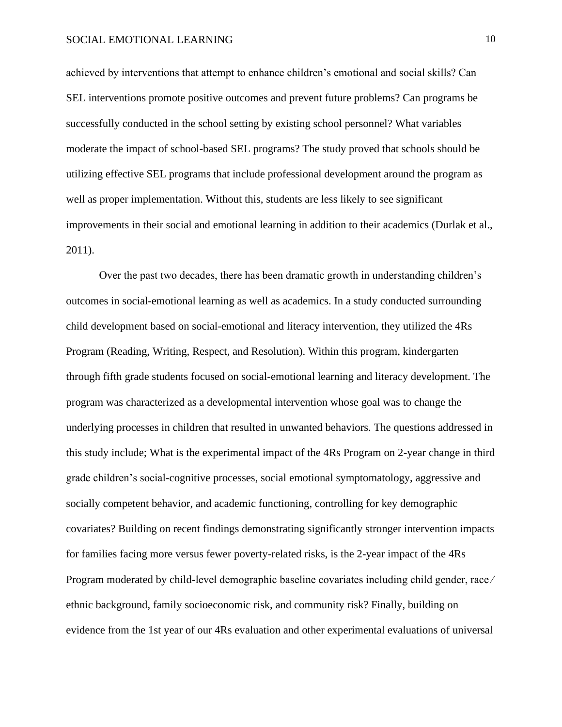achieved by interventions that attempt to enhance children's emotional and social skills? Can SEL interventions promote positive outcomes and prevent future problems? Can programs be successfully conducted in the school setting by existing school personnel? What variables moderate the impact of school-based SEL programs? The study proved that schools should be utilizing effective SEL programs that include professional development around the program as well as proper implementation. Without this, students are less likely to see significant improvements in their social and emotional learning in addition to their academics (Durlak et al., 2011).

Over the past two decades, there has been dramatic growth in understanding children's outcomes in social-emotional learning as well as academics. In a study conducted surrounding child development based on social-emotional and literacy intervention, they utilized the 4Rs Program (Reading, Writing, Respect, and Resolution). Within this program, kindergarten through fifth grade students focused on social-emotional learning and literacy development. The program was characterized as a developmental intervention whose goal was to change the underlying processes in children that resulted in unwanted behaviors. The questions addressed in this study include; What is the experimental impact of the 4Rs Program on 2-year change in third grade children's social-cognitive processes, social emotional symptomatology, aggressive and socially competent behavior, and academic functioning, controlling for key demographic covariates? Building on recent findings demonstrating significantly stronger intervention impacts for families facing more versus fewer poverty-related risks, is the 2-year impact of the 4Rs Program moderated by child-level demographic baseline covariates including child gender, race/ethnic background, family socioeconomic risk, and community risk? Finally, building on evidence from the 1st year of our 4Rs evaluation and other experimental evaluations of universal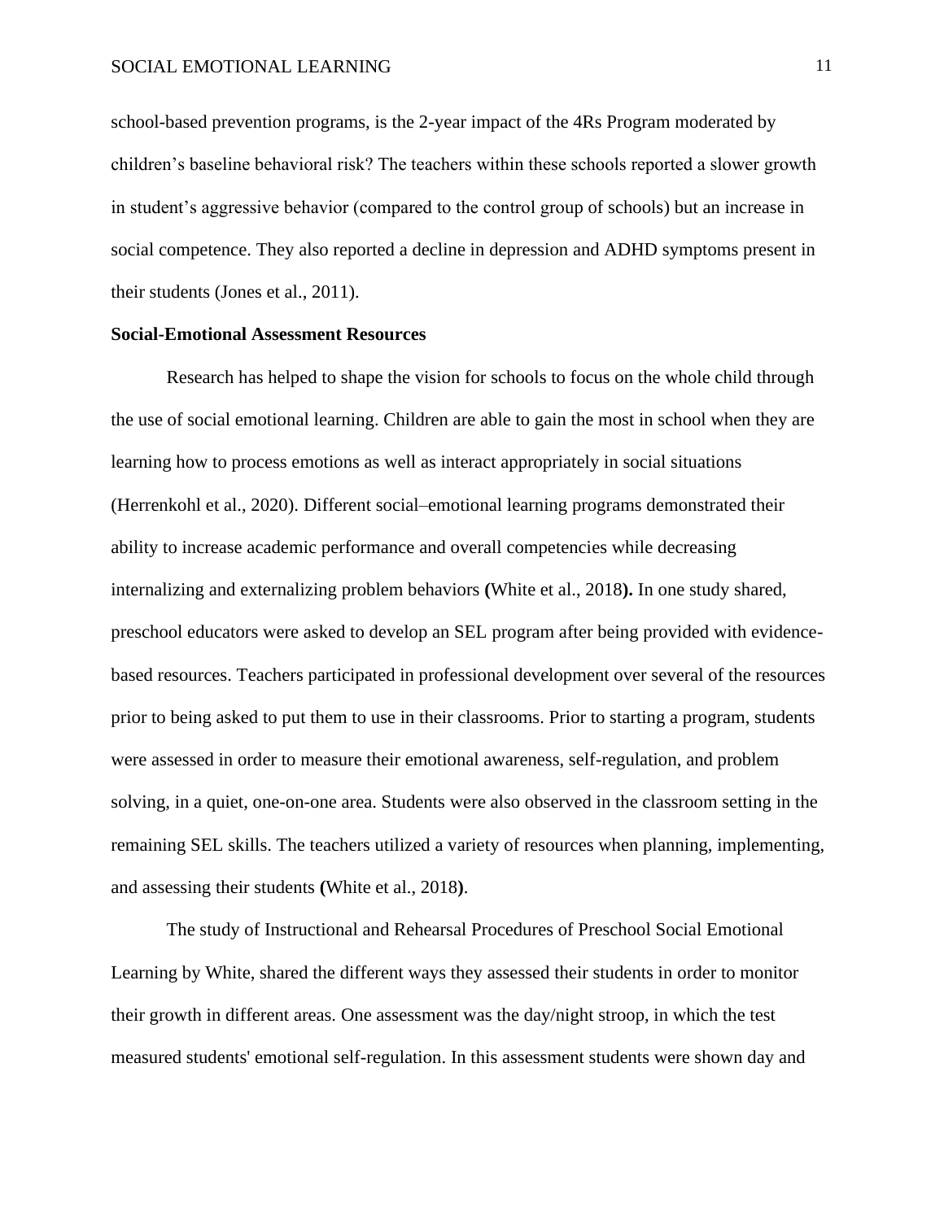school-based prevention programs, is the 2-year impact of the 4Rs Program moderated by children's baseline behavioral risk? The teachers within these schools reported a slower growth in student's aggressive behavior (compared to the control group of schools) but an increase in social competence. They also reported a decline in depression and ADHD symptoms present in their students (Jones et al., 2011).

**Social-Emotional Assessment Resources**

Research has helped to shape the vision for schools to focus on the whole child through the use of social emotional learning. Children are able to gain the most in school when they are learning how to process emotions as well as interact appropriately in social situations (Herrenkohl et al., 2020). Different social–emotional learning programs demonstrated their ability to increase academic performance and overall competencies while decreasing internalizing and externalizing problem behaviors **(**White et al., 2018**).** In one study shared, preschool educators were asked to develop an SEL program after being provided with evidence-based resources. Teachers participated in professional development over several of the resources prior to being asked to put them to use in their classrooms. Prior to starting a program, students were assessed in order to measure their emotional awareness, self-regulation, and problem solving, in a quiet, one-on-one area. Students were also observed in the classroom setting in the remaining SEL skills. The teachers utilized a variety of resources when planning, implementing, and assessing their students **(**White et al., 2018**)**.

The study of Instructional and Rehearsal Procedures of Preschool Social Emotional Learning by White, shared the different ways they assessed their students in order to monitor their growth in different areas. One assessment was the day/night stroop, in which the test measured students' emotional self-regulation. In this assessment students were shown day and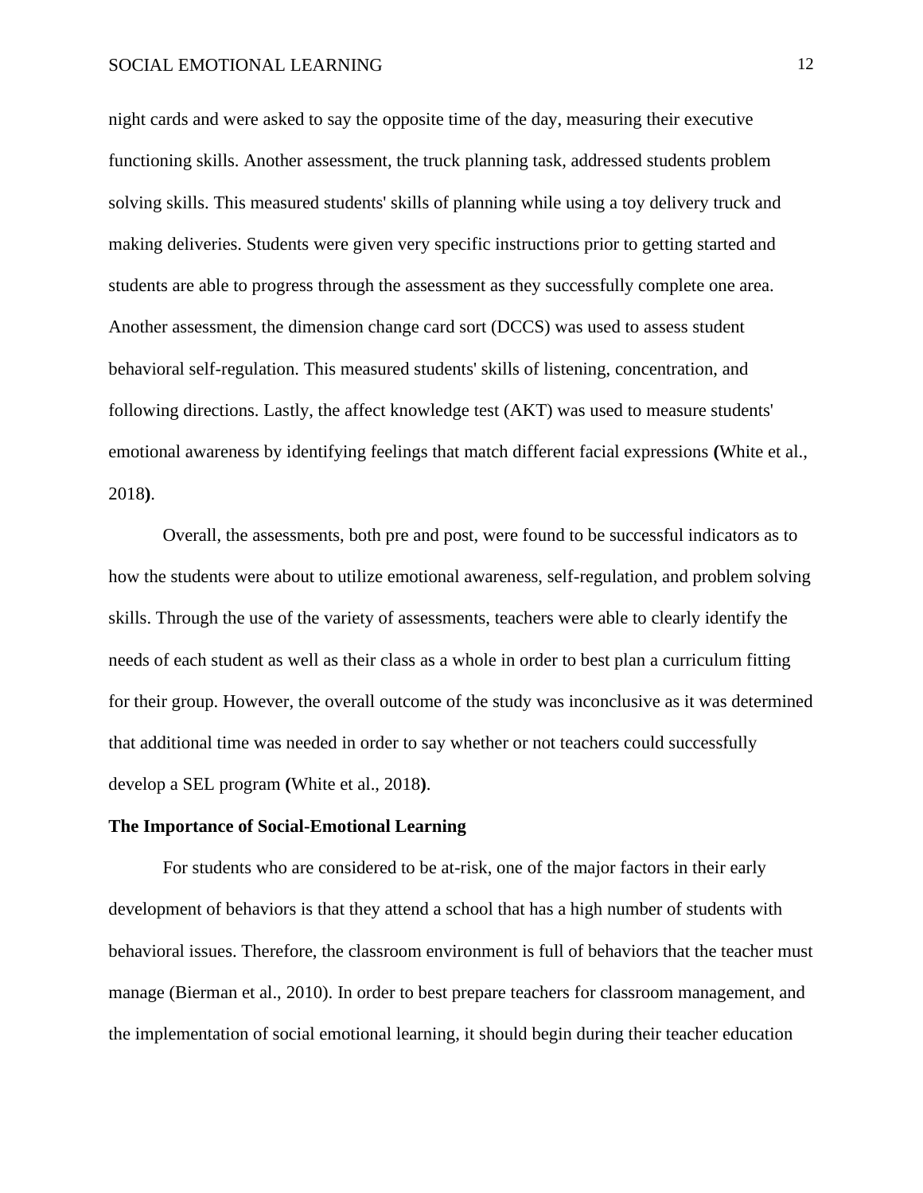night cards and were asked to say the opposite time of the day, measuring their executive functioning skills. Another assessment, the truck planning task, addressed students problem solving skills. This measured students' skills of planning while using a toy delivery truck and making deliveries. Students were given very specific instructions prior to getting started and students are able to progress through the assessment as they successfully complete one area. Another assessment, the dimension change card sort (DCCS) was used to assess student behavioral self-regulation. This measured students' skills of listening, concentration, and following directions. Lastly, the affect knowledge test (AKT) was used to measure students' emotional awareness by identifying feelings that match different facial expressions **(**White et al., 2018**)**.

Overall, the assessments, both pre and post, were found to be successful indicators as to how the students were about to utilize emotional awareness, self-regulation, and problem solving skills. Through the use of the variety of assessments, teachers were able to clearly identify the needs of each student as well as their class as a whole in order to best plan a curriculum fitting for their group. However, the overall outcome of the study was inconclusive as it was determined that additional time was needed in order to say whether or not teachers could successfully develop a SEL program **(**White et al., 2018**)**.

**The Importance of Social-Emotional Learning**

For students who are considered to be at-risk, one of the major factors in their early development of behaviors is that they attend a school that has a high number of students with behavioral issues. Therefore, the classroom environment is full of behaviors that the teacher must manage (Bierman et al., 2010). In order to best prepare teachers for classroom management, and the implementation of social emotional learning, it should begin during their teacher education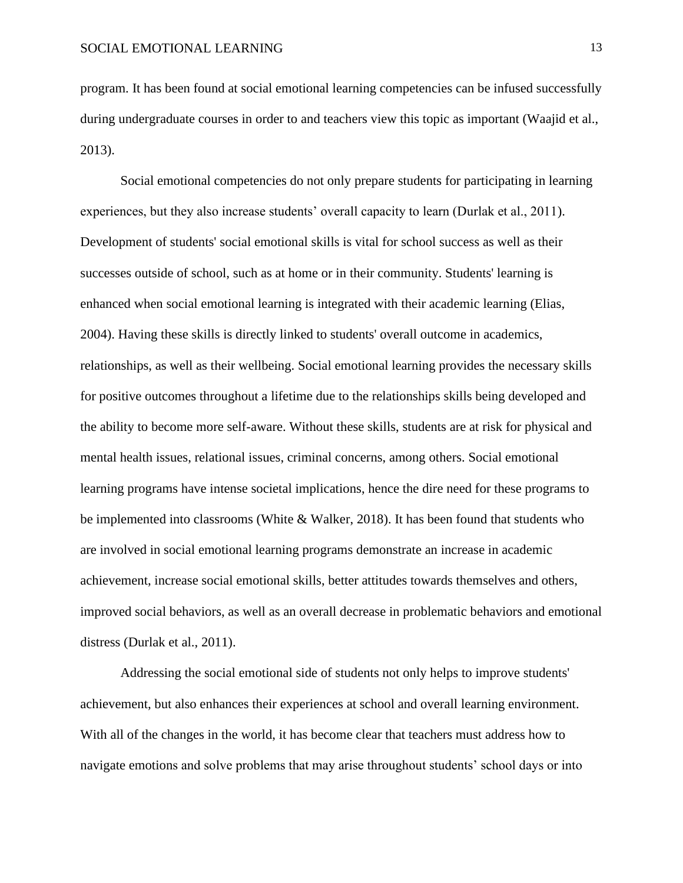program. It has been found at social emotional learning competencies can be infused successfully during undergraduate courses in order to and teachers view this topic as important (Waajid et al., 2013).

Social emotional competencies do not only prepare students for participating in learning experiences, but they also increase students' overall capacity to learn (Durlak et al., 2011). Development of students' social emotional skills is vital for school success as well as their successes outside of school, such as at home or in their community. Students' learning is enhanced when social emotional learning is integrated with their academic learning (Elias, 2004). Having these skills is directly linked to students' overall outcome in academics, relationships, as well as their wellbeing. Social emotional learning provides the necessary skills for positive outcomes throughout a lifetime due to the relationships skills being developed and the ability to become more self-aware. Without these skills, students are at risk for physical and mental health issues, relational issues, criminal concerns, among others. Social emotional learning programs have intense societal implications, hence the dire need for these programs to be implemented into classrooms (White & Walker, 2018). It has been found that students who are involved in social emotional learning programs demonstrate an increase in academic achievement, increase social emotional skills, better attitudes towards themselves and others, improved social behaviors, as well as an overall decrease in problematic behaviors and emotional distress (Durlak et al., 2011).

Addressing the social emotional side of students not only helps to improve students' achievement, but also enhances their experiences at school and overall learning environment. With all of the changes in the world, it has become clear that teachers must address how to navigate emotions and solve problems that may arise throughout students' school days or into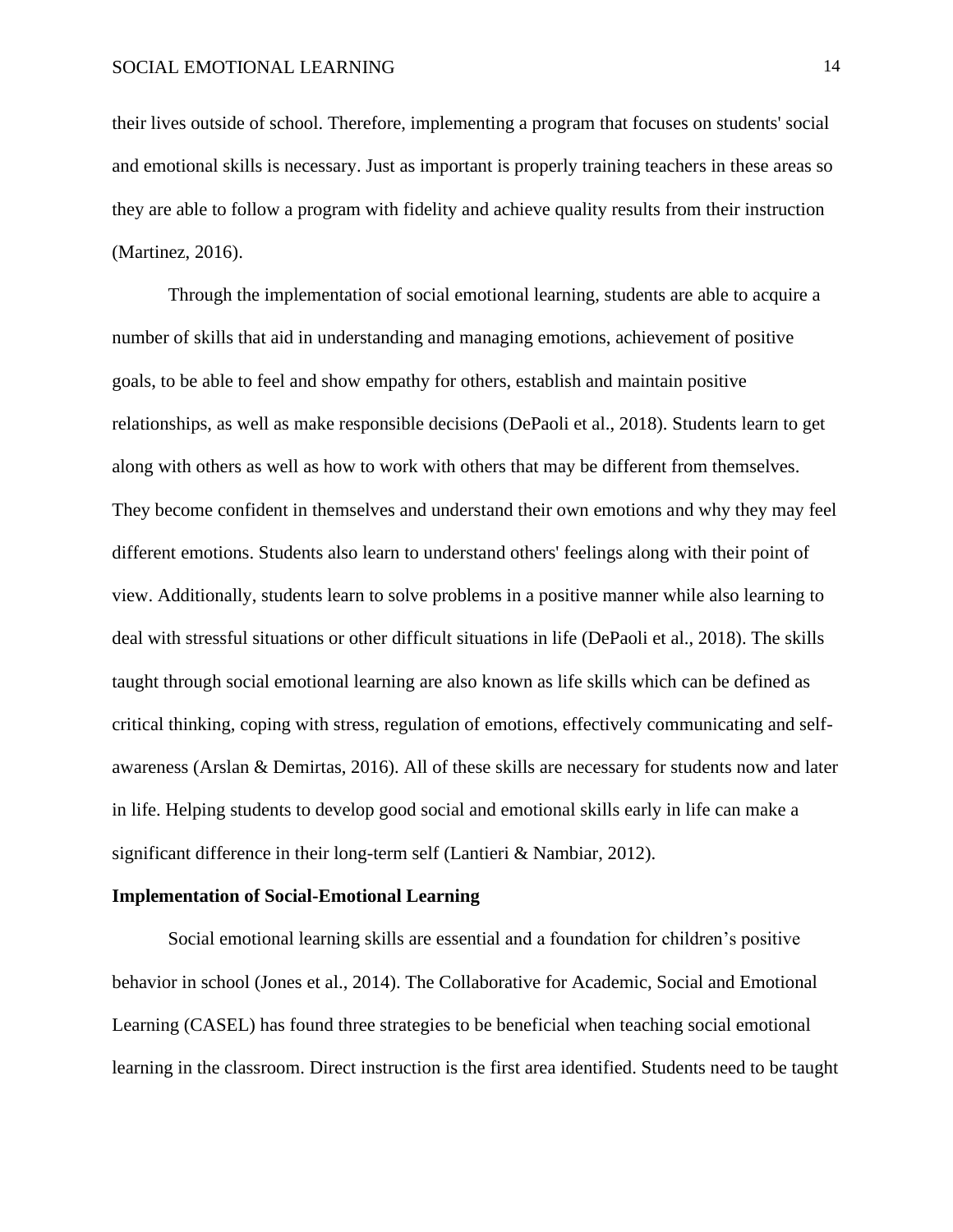their lives outside of school. Therefore, implementing a program that focuses on students' social and emotional skills is necessary. Just as important is properly training teachers in these areas so they are able to follow a program with fidelity and achieve quality results from their instruction (Martinez, 2016).

Through the implementation of social emotional learning, students are able to acquire a number of skills that aid in understanding and managing emotions, achievement of positive goals, to be able to feel and show empathy for others, establish and maintain positive relationships, as well as make responsible decisions (DePaoli et al., 2018). Students learn to get along with others as well as how to work with others that may be different from themselves. They become confident in themselves and understand their own emotions and why they may feel different emotions. Students also learn to understand others' feelings along with their point of view. Additionally, students learn to solve problems in a positive manner while also learning to deal with stressful situations or other difficult situations in life (DePaoli et al., 2018). The skills taught through social emotional learning are also known as life skills which can be defined as critical thinking, coping with stress, regulation of emotions, effectively communicating and self-awareness (Arslan & Demirtas, 2016). All of these skills are necessary for students now and later in life. Helping students to develop good social and emotional skills early in life can make a significant difference in their long-term self (Lantieri & Nambiar, 2012).

## Implementation of Social-Emotional Learning

Social emotional learning skills are essential and a foundation for children's positive behavior in school (Jones et al., 2014). The Collaborative for Academic, Social and Emotional Learning (CASEL) has found three strategies to be beneficial when teaching social emotional learning in the classroom. Direct instruction is the first area identified. Students need to be taught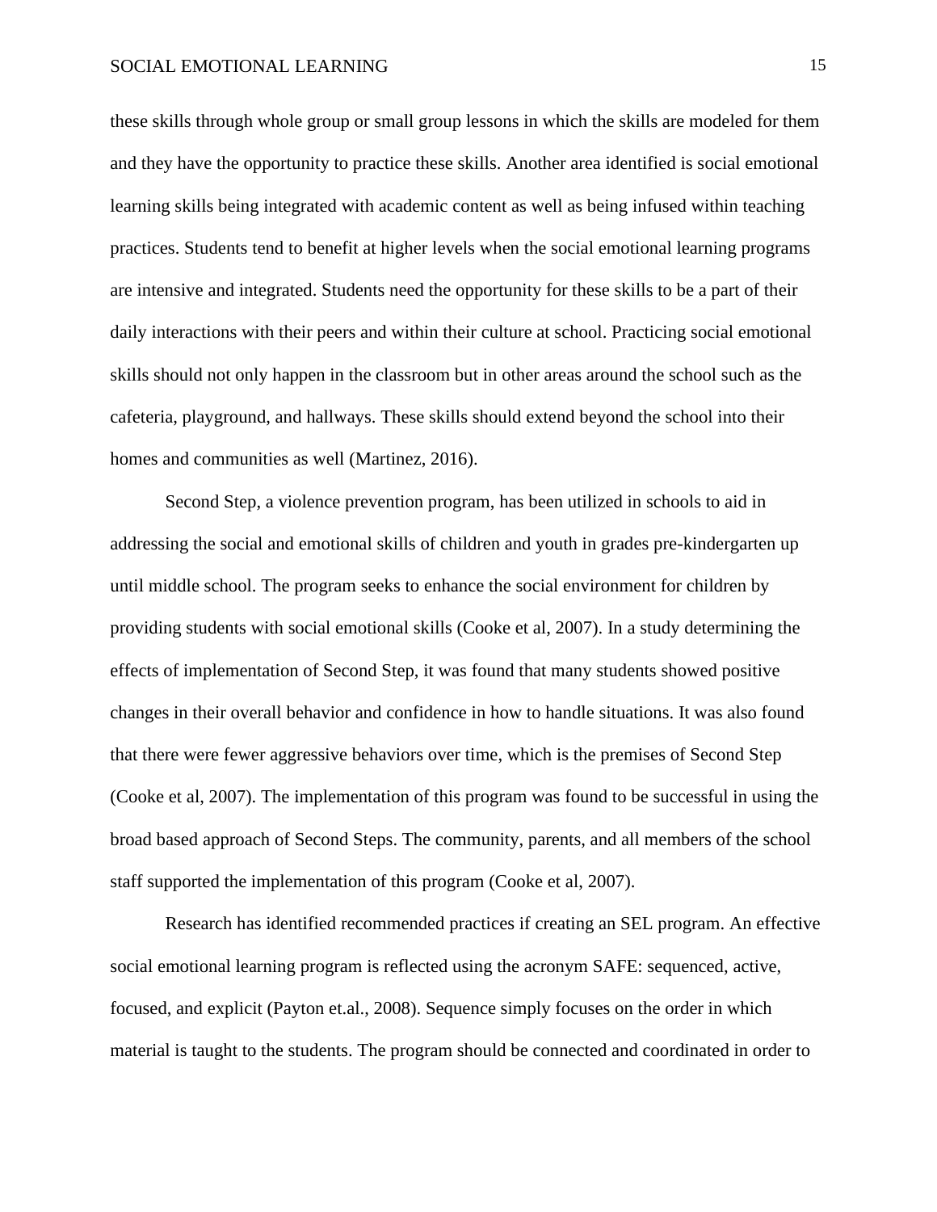these skills through whole group or small group lessons in which the skills are modeled for them and they have the opportunity to practice these skills. Another area identified is social emotional learning skills being integrated with academic content as well as being infused within teaching practices. Students tend to benefit at higher levels when the social emotional learning programs are intensive and integrated. Students need the opportunity for these skills to be a part of their daily interactions with their peers and within their culture at school. Practicing social emotional skills should not only happen in the classroom but in other areas around the school such as the cafeteria, playground, and hallways. These skills should extend beyond the school into their homes and communities as well (Martinez, 2016).

Second Step, a violence prevention program, has been utilized in schools to aid in addressing the social and emotional skills of children and youth in grades pre-kindergarten up until middle school. The program seeks to enhance the social environment for children by providing students with social emotional skills (Cooke et al, 2007). In a study determining the effects of implementation of Second Step, it was found that many students showed positive changes in their overall behavior and confidence in how to handle situations. It was also found that there were fewer aggressive behaviors over time, which is the premises of Second Step (Cooke et al, 2007). The implementation of this program was found to be successful in using the broad based approach of Second Steps. The community, parents, and all members of the school staff supported the implementation of this program (Cooke et al, 2007).

Research has identified recommended practices if creating an SEL program. An effective social emotional learning program is reflected using the acronym SAFE: sequenced, active, focused, and explicit (Payton et.al., 2008). Sequence simply focuses on the order in which material is taught to the students. The program should be connected and coordinated in order to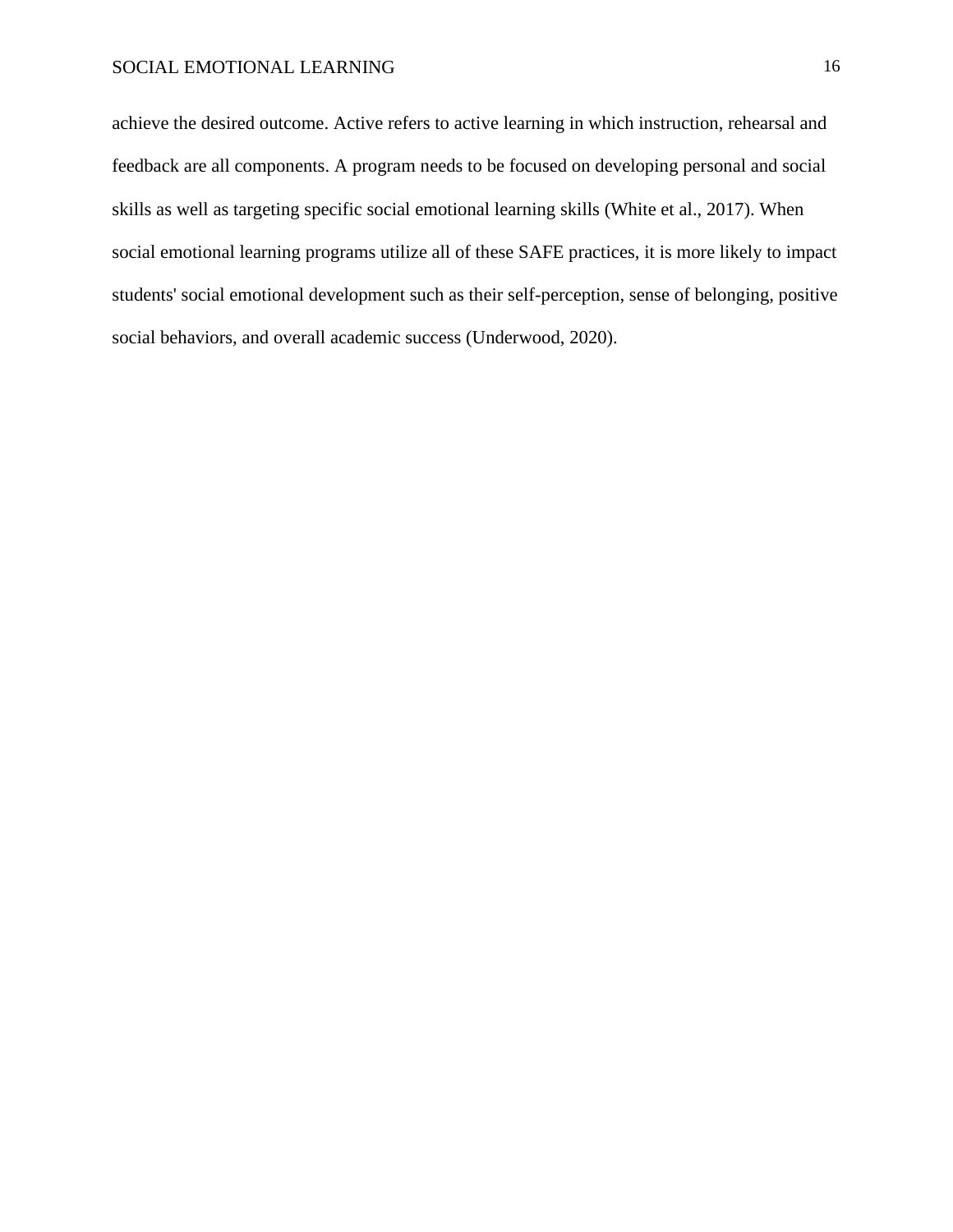achieve the desired outcome. Active refers to active learning in which instruction, rehearsal and feedback are all components. A program needs to be focused on developing personal and social skills as well as targeting specific social emotional learning skills (White et al., 2017). When social emotional learning programs utilize all of these SAFE practices, it is more likely to impact students' social emotional development such as their self-perception, sense of belonging, positive social behaviors, and overall academic success (Underwood, 2020).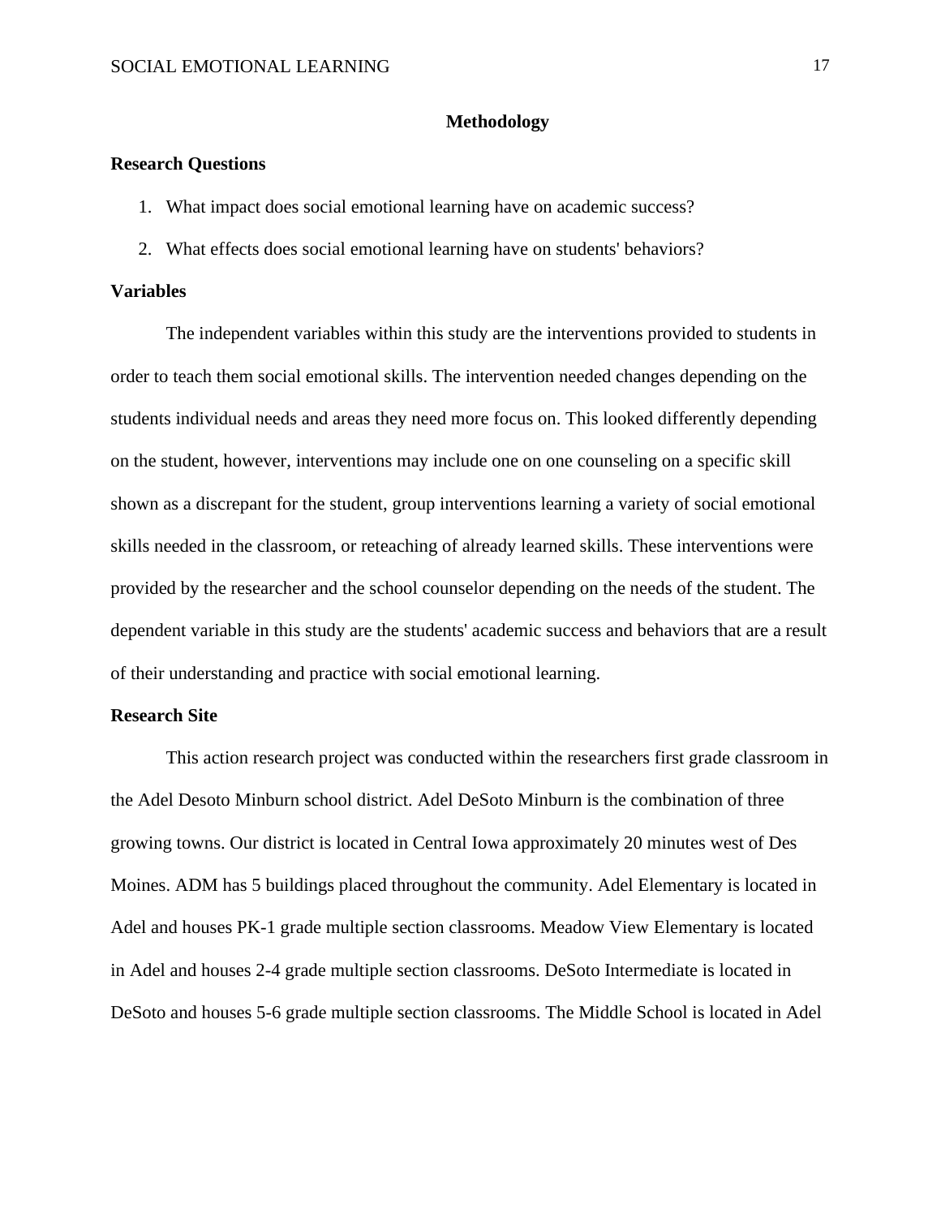# Methodology

## Research Questions

1. What impact does social emotional learning have on academic success?
2. What effects does social emotional learning have on students' behaviors?

## Variables

The independent variables within this study are the interventions provided to students in order to teach them social emotional skills. The intervention needed changes depending on the students individual needs and areas they need more focus on. This looked differently depending on the student, however, interventions may include one on one counseling on a specific skill shown as a discrepant for the student, group interventions learning a variety of social emotional skills needed in the classroom, or reteaching of already learned skills. These interventions were provided by the researcher and the school counselor depending on the needs of the student. The dependent variable in this study are the students' academic success and behaviors that are a result of their understanding and practice with social emotional learning.

## Research Site

This action research project was conducted within the researchers first grade classroom in the Adel Desoto Minburn school district. Adel DeSoto Minburn is the combination of three growing towns. Our district is located in Central Iowa approximately 20 minutes west of Des Moines. ADM has 5 buildings placed throughout the community. Adel Elementary is located in Adel and houses PK-1 grade multiple section classrooms. Meadow View Elementary is located in Adel and houses 2-4 grade multiple section classrooms. DeSoto Intermediate is located in DeSoto and houses 5-6 grade multiple section classrooms. The Middle School is located in Adel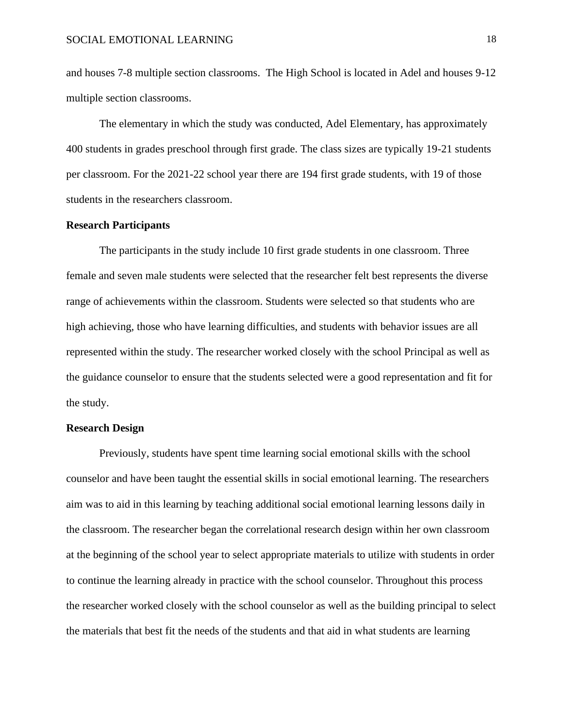and houses 7-8 multiple section classrooms.  The High School is located in Adel and houses 9-12 multiple section classrooms.

The elementary in which the study was conducted, Adel Elementary, has approximately 400 students in grades preschool through first grade. The class sizes are typically 19-21 students per classroom. For the 2021-22 school year there are 194 first grade students, with 19 of those students in the researchers classroom.

**Research Participants**

The participants in the study include 10 first grade students in one classroom. Three female and seven male students were selected that the researcher felt best represents the diverse range of achievements within the classroom. Students were selected so that students who are high achieving, those who have learning difficulties, and students with behavior issues are all represented within the study. The researcher worked closely with the school Principal as well as the guidance counselor to ensure that the students selected were a good representation and fit for the study.

**Research Design**

Previously, students have spent time learning social emotional skills with the school counselor and have been taught the essential skills in social emotional learning. The researchers aim was to aid in this learning by teaching additional social emotional learning lessons daily in the classroom. The researcher began the correlational research design within her own classroom at the beginning of the school year to select appropriate materials to utilize with students in order to continue the learning already in practice with the school counselor. Throughout this process the researcher worked closely with the school counselor as well as the building principal to select the materials that best fit the needs of the students and that aid in what students are learning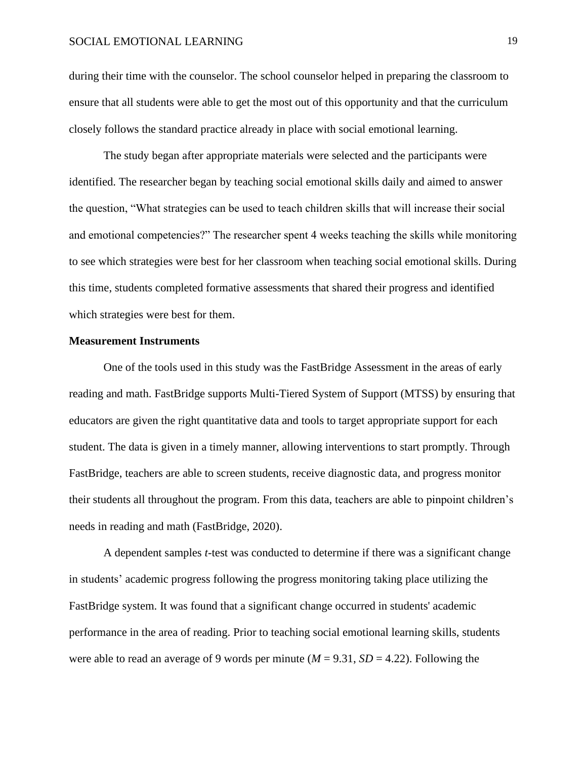during their time with the counselor. The school counselor helped in preparing the classroom to ensure that all students were able to get the most out of this opportunity and that the curriculum closely follows the standard practice already in place with social emotional learning.

The study began after appropriate materials were selected and the participants were identified. The researcher began by teaching social emotional skills daily and aimed to answer the question, "What strategies can be used to teach children skills that will increase their social and emotional competencies?" The researcher spent 4 weeks teaching the skills while monitoring to see which strategies were best for her classroom when teaching social emotional skills. During this time, students completed formative assessments that shared their progress and identified which strategies were best for them.

**Measurement Instruments**

One of the tools used in this study was the FastBridge Assessment in the areas of early reading and math. FastBridge supports Multi-Tiered System of Support (MTSS) by ensuring that educators are given the right quantitative data and tools to target appropriate support for each student. The data is given in a timely manner, allowing interventions to start promptly. Through FastBridge, teachers are able to screen students, receive diagnostic data, and progress monitor their students all throughout the program. From this data, teachers are able to pinpoint children's needs in reading and math (FastBridge, 2020).

A dependent samples *t*-test was conducted to determine if there was a significant change in students' academic progress following the progress monitoring taking place utilizing the FastBridge system. It was found that a significant change occurred in students' academic performance in the area of reading. Prior to teaching social emotional learning skills, students were able to read an average of 9 words per minute ($M = 9.31$, $SD = 4.22$). Following the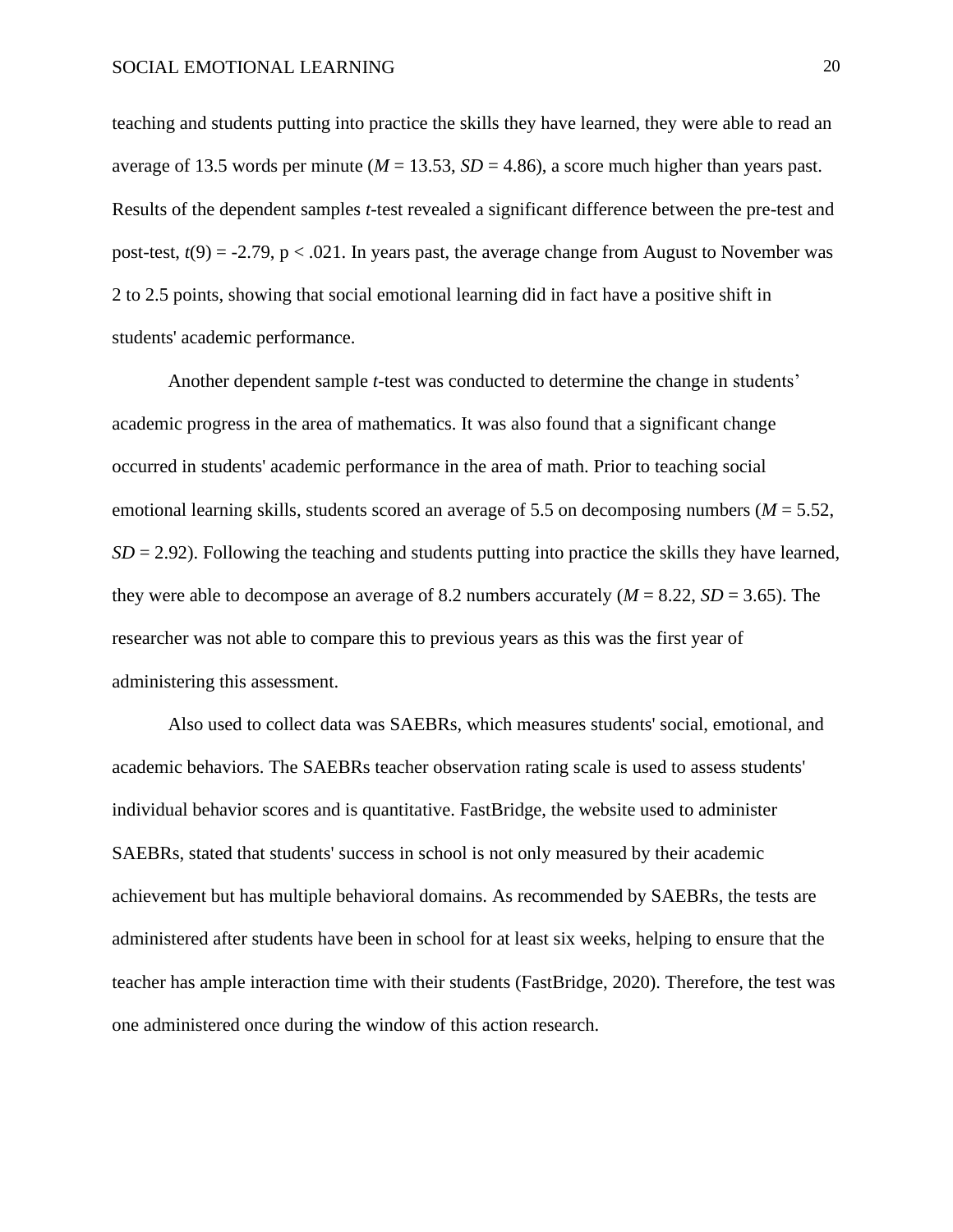teaching and students putting into practice the skills they have learned, they were able to read an average of 13.5 words per minute ($M = 13.53$, $SD = 4.86$), a score much higher than years past. Results of the dependent samples *t*-test revealed a significant difference between the pre-test and post-test, $t(9) = -2.79$, $p < .021$. In years past, the average change from August to November was 2 to 2.5 points, showing that social emotional learning did in fact have a positive shift in students' academic performance.

Another dependent sample *t*-test was conducted to determine the change in students' academic progress in the area of mathematics. It was also found that a significant change occurred in students' academic performance in the area of math. Prior to teaching social emotional learning skills, students scored an average of 5.5 on decomposing numbers ($M = 5.52$, $SD = 2.92$). Following the teaching and students putting into practice the skills they have learned, they were able to decompose an average of 8.2 numbers accurately ($M = 8.22$, $SD = 3.65$). The researcher was not able to compare this to previous years as this was the first year of administering this assessment.

Also used to collect data was SAEBRs, which measures students' social, emotional, and academic behaviors. The SAEBRs teacher observation rating scale is used to assess students' individual behavior scores and is quantitative. FastBridge, the website used to administer SAEBRs, stated that students' success in school is not only measured by their academic achievement but has multiple behavioral domains. As recommended by SAEBRs, the tests are administered after students have been in school for at least six weeks, helping to ensure that the teacher has ample interaction time with their students (FastBridge, 2020). Therefore, the test was one administered once during the window of this action research.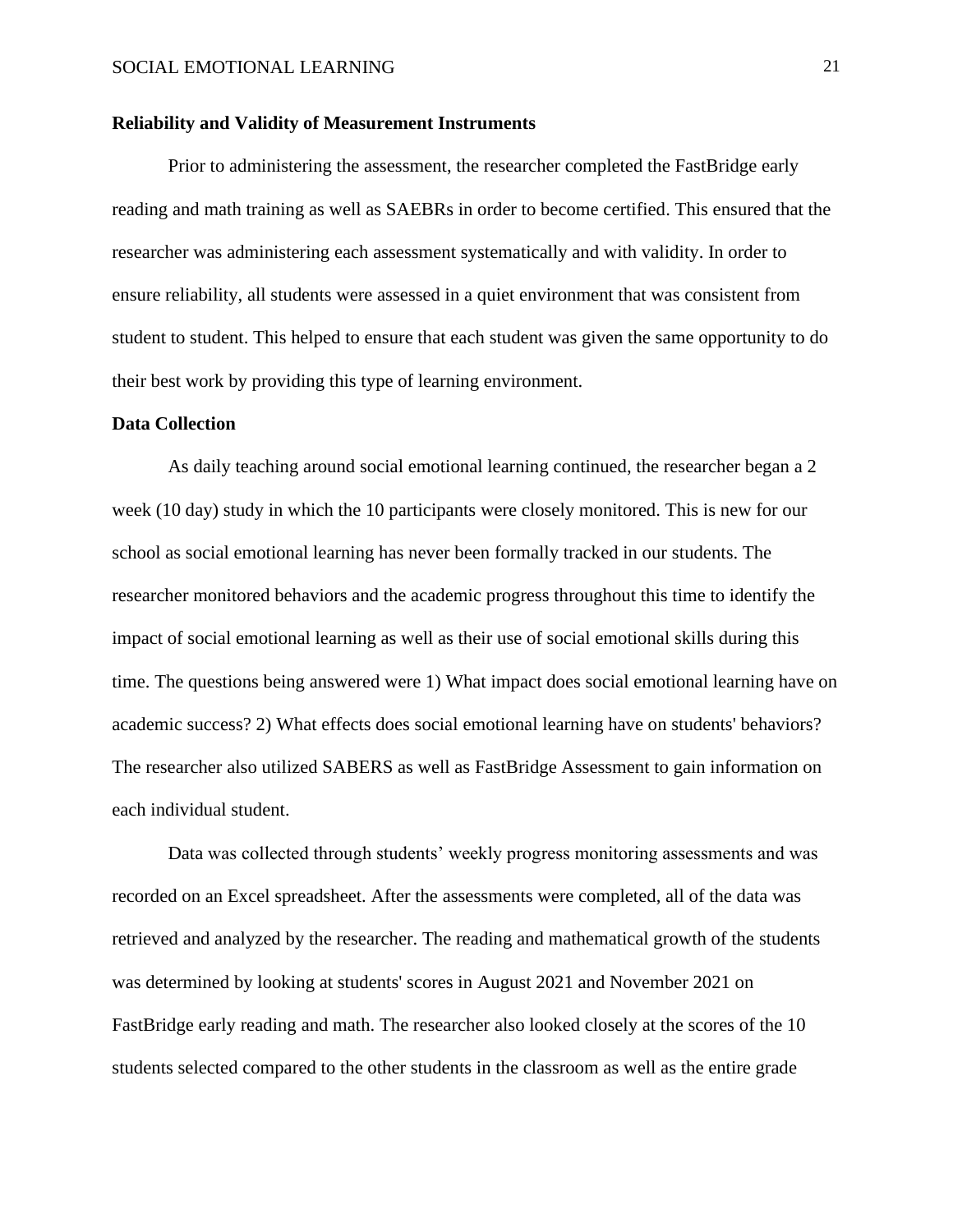**Reliability and Validity of Measurement Instruments**

Prior to administering the assessment, the researcher completed the FastBridge early reading and math training as well as SAEBRs in order to become certified. This ensured that the researcher was administering each assessment systematically and with validity. In order to ensure reliability, all students were assessed in a quiet environment that was consistent from student to student. This helped to ensure that each student was given the same opportunity to do their best work by providing this type of learning environment.

**Data Collection**

As daily teaching around social emotional learning continued, the researcher began a 2 week (10 day) study in which the 10 participants were closely monitored. This is new for our school as social emotional learning has never been formally tracked in our students. The researcher monitored behaviors and the academic progress throughout this time to identify the impact of social emotional learning as well as their use of social emotional skills during this time. The questions being answered were 1) What impact does social emotional learning have on academic success? 2) What effects does social emotional learning have on students' behaviors? The researcher also utilized SABERS as well as FastBridge Assessment to gain information on each individual student.

Data was collected through students' weekly progress monitoring assessments and was recorded on an Excel spreadsheet. After the assessments were completed, all of the data was retrieved and analyzed by the researcher. The reading and mathematical growth of the students was determined by looking at students' scores in August 2021 and November 2021 on FastBridge early reading and math. The researcher also looked closely at the scores of the 10 students selected compared to the other students in the classroom as well as the entire grade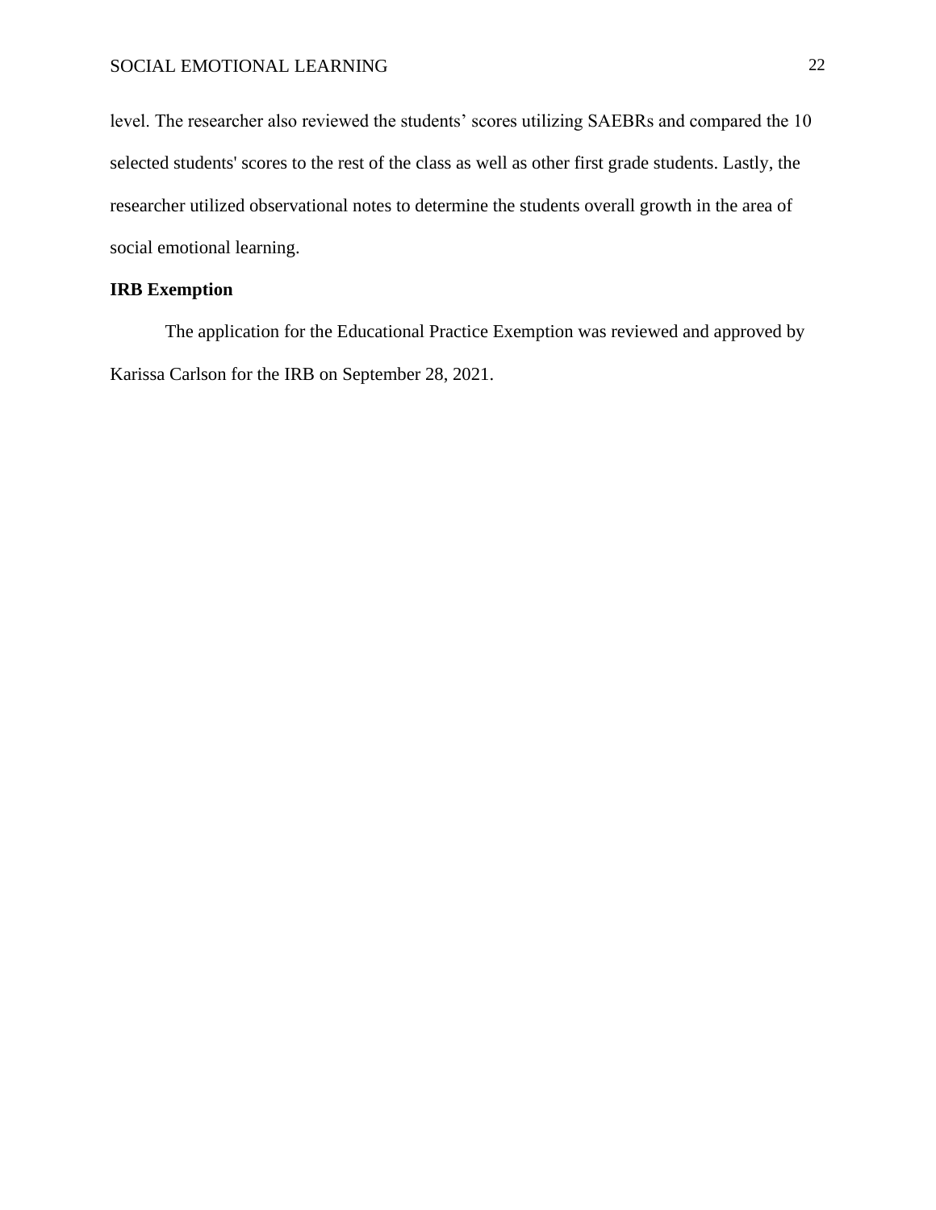level. The researcher also reviewed the students' scores utilizing SAEBRs and compared the 10 selected students' scores to the rest of the class as well as other first grade students. Lastly, the researcher utilized observational notes to determine the students overall growth in the area of social emotional learning.

**IRB Exemption**

The application for the Educational Practice Exemption was reviewed and approved by Karissa Carlson for the IRB on September 28, 2021.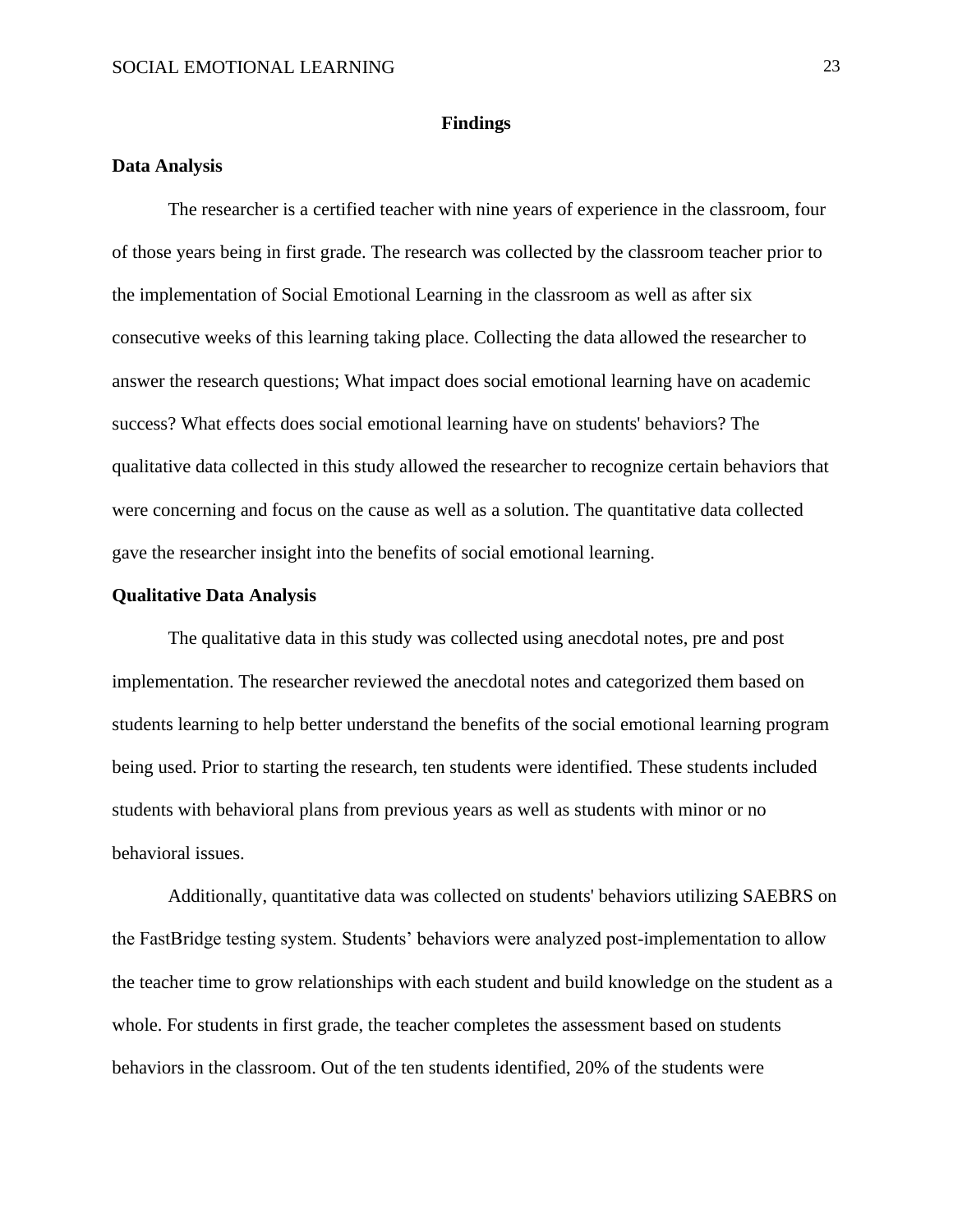# Findings

## Data Analysis

The researcher is a certified teacher with nine years of experience in the classroom, four of those years being in first grade. The research was collected by the classroom teacher prior to the implementation of Social Emotional Learning in the classroom as well as after six consecutive weeks of this learning taking place. Collecting the data allowed the researcher to answer the research questions; What impact does social emotional learning have on academic success? What effects does social emotional learning have on students' behaviors? The qualitative data collected in this study allowed the researcher to recognize certain behaviors that were concerning and focus on the cause as well as a solution. The quantitative data collected gave the researcher insight into the benefits of social emotional learning.

## Qualitative Data Analysis

The qualitative data in this study was collected using anecdotal notes, pre and post implementation. The researcher reviewed the anecdotal notes and categorized them based on students learning to help better understand the benefits of the social emotional learning program being used. Prior to starting the research, ten students were identified. These students included students with behavioral plans from previous years as well as students with minor or no behavioral issues.

Additionally, quantitative data was collected on students' behaviors utilizing SAEBRS on the FastBridge testing system. Students' behaviors were analyzed post-implementation to allow the teacher time to grow relationships with each student and build knowledge on the student as a whole. For students in first grade, the teacher completes the assessment based on students behaviors in the classroom. Out of the ten students identified, 20% of the students were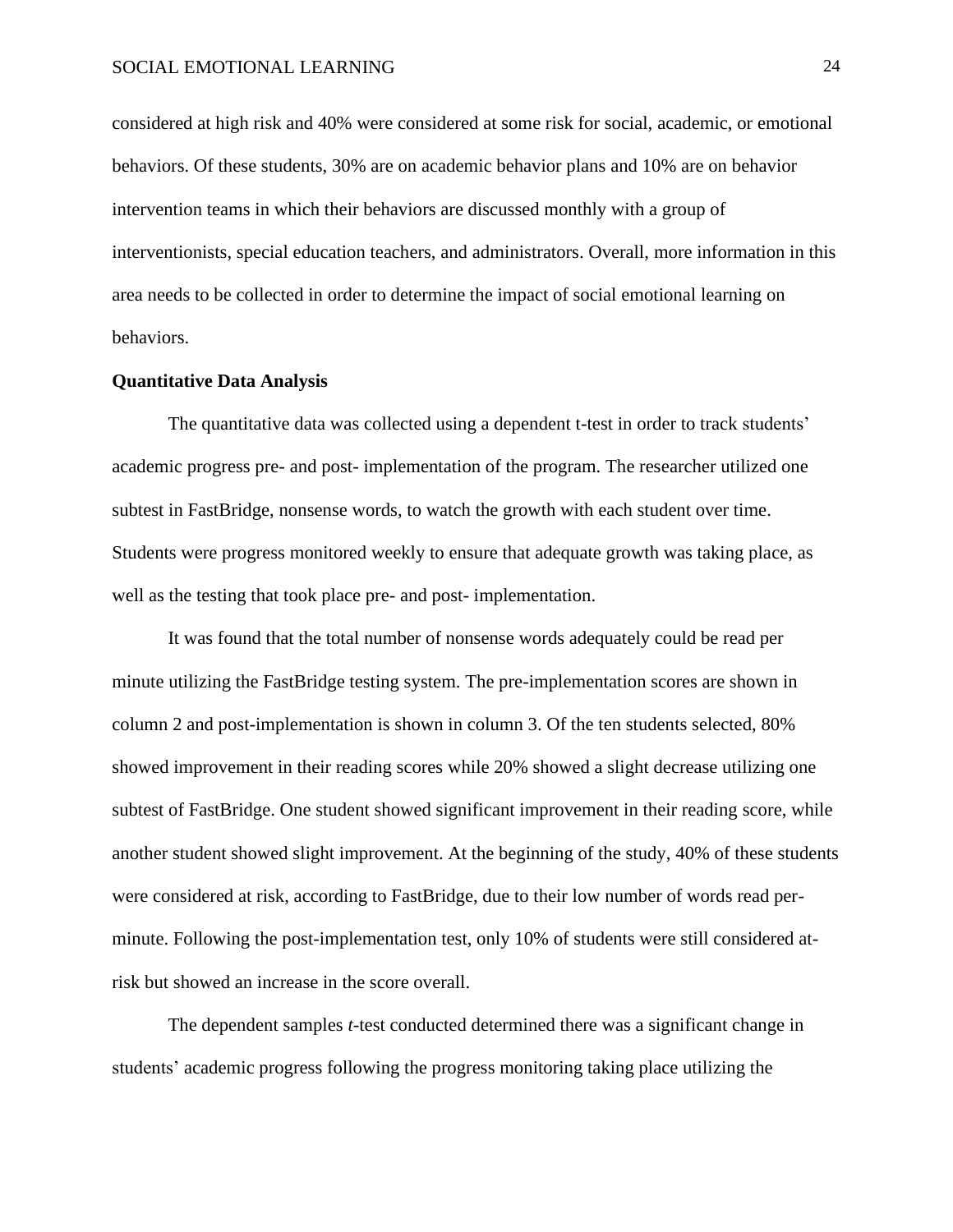considered at high risk and 40% were considered at some risk for social, academic, or emotional behaviors. Of these students, 30% are on academic behavior plans and 10% are on behavior intervention teams in which their behaviors are discussed monthly with a group of interventionists, special education teachers, and administrators. Overall, more information in this area needs to be collected in order to determine the impact of social emotional learning on behaviors.

**Quantitative Data Analysis**

The quantitative data was collected using a dependent t-test in order to track students' academic progress pre- and post- implementation of the program. The researcher utilized one subtest in FastBridge, nonsense words, to watch the growth with each student over time. Students were progress monitored weekly to ensure that adequate growth was taking place, as well as the testing that took place pre- and post- implementation.

It was found that the total number of nonsense words adequately could be read per minute utilizing the FastBridge testing system. The pre-implementation scores are shown in column 2 and post-implementation is shown in column 3. Of the ten students selected, 80% showed improvement in their reading scores while 20% showed a slight decrease utilizing one subtest of FastBridge. One student showed significant improvement in their reading score, while another student showed slight improvement. At the beginning of the study, 40% of these students were considered at risk, according to FastBridge, due to their low number of words read per-minute. Following the post-implementation test, only 10% of students were still considered at-risk but showed an increase in the score overall.

The dependent samples *t*-test conducted determined there was a significant change in students' academic progress following the progress monitoring taking place utilizing the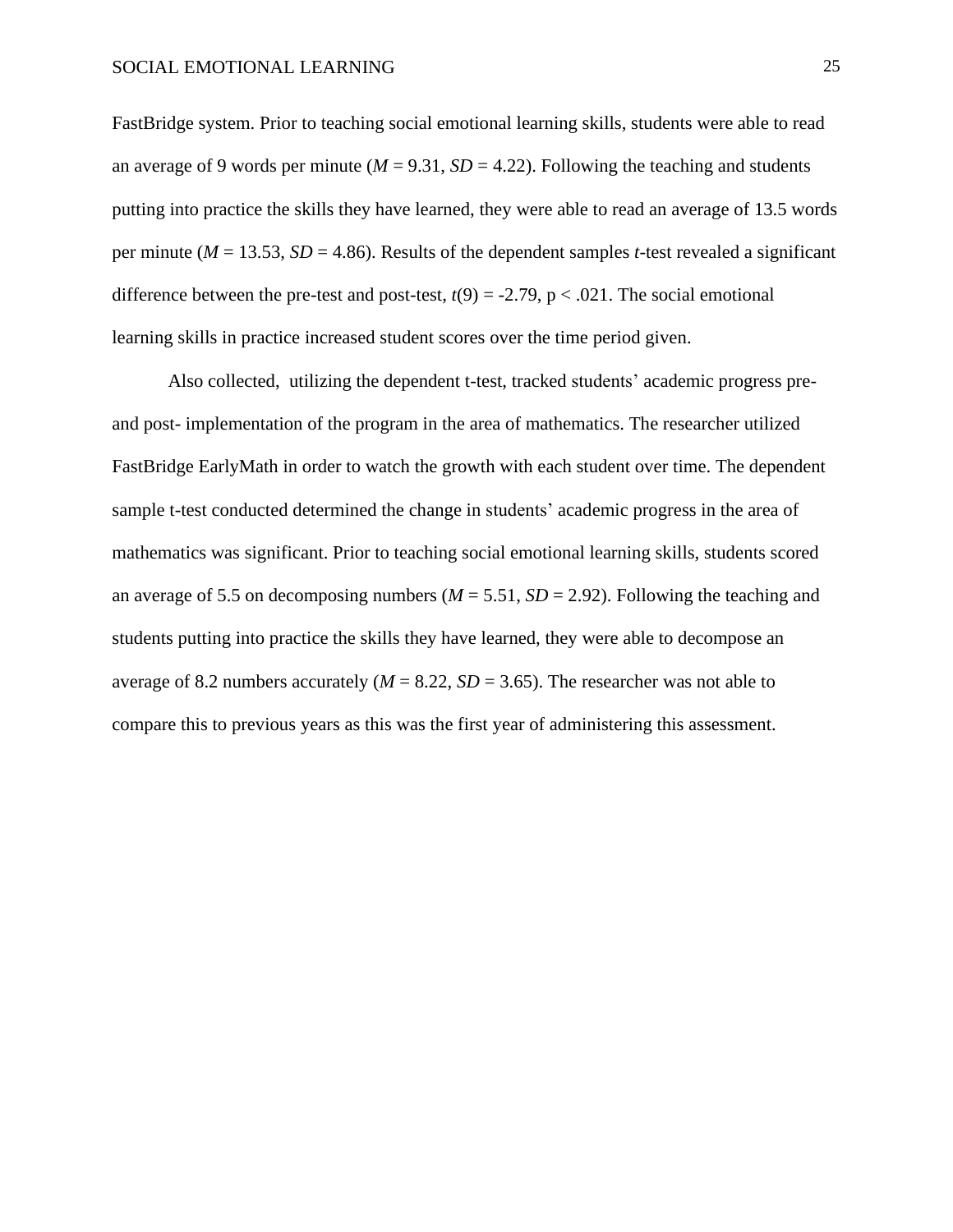FastBridge system. Prior to teaching social emotional learning skills, students were able to read an average of 9 words per minute ($M$ = 9.31, $SD$ = 4.22). Following the teaching and students putting into practice the skills they have learned, they were able to read an average of 13.5 words per minute ($M$ = 13.53, $SD$ = 4.86). Results of the dependent samples *t*-test revealed a significant difference between the pre-test and post-test, $t(9) = -2.79$, $p < .021$. The social emotional learning skills in practice increased student scores over the time period given.

Also collected, utilizing the dependent t-test, tracked students' academic progress pre- and post- implementation of the program in the area of mathematics. The researcher utilized FastBridge EarlyMath in order to watch the growth with each student over time. The dependent sample t-test conducted determined the change in students' academic progress in the area of mathematics was significant. Prior to teaching social emotional learning skills, students scored an average of 5.5 on decomposing numbers ($M$ = 5.51, $SD$ = 2.92). Following the teaching and students putting into practice the skills they have learned, they were able to decompose an average of 8.2 numbers accurately ($M$ = 8.22, $SD$ = 3.65). The researcher was not able to compare this to previous years as this was the first year of administering this assessment.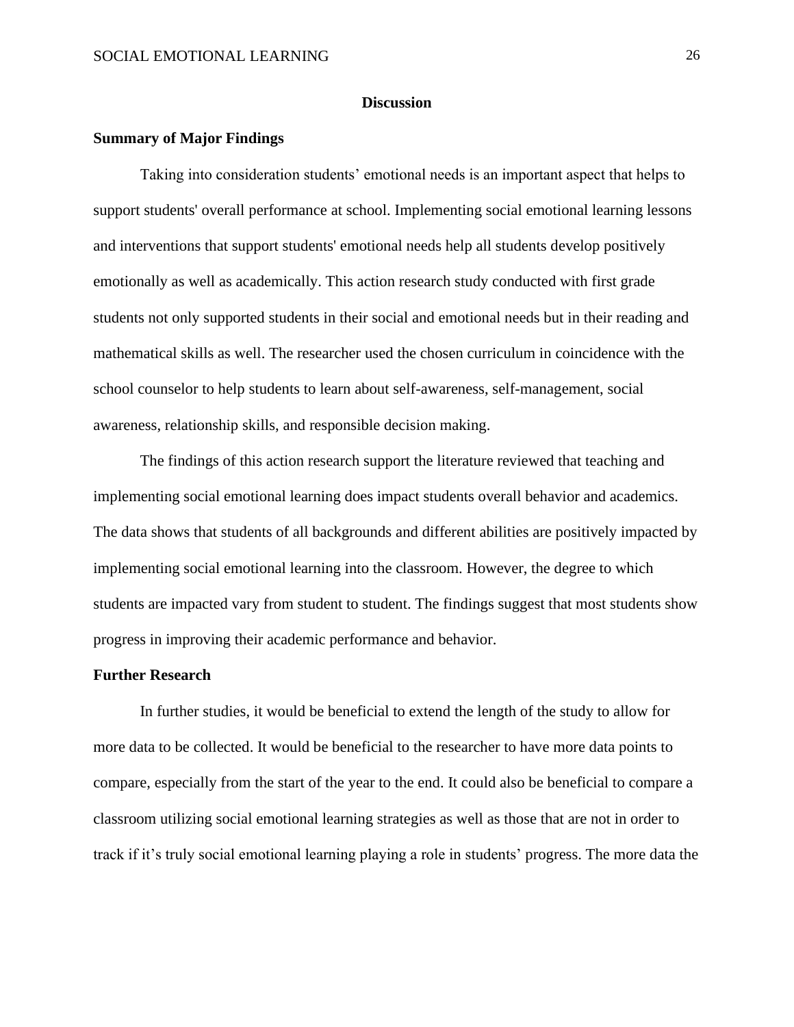# Discussion

## Summary of Major Findings

Taking into consideration students' emotional needs is an important aspect that helps to support students' overall performance at school. Implementing social emotional learning lessons and interventions that support students' emotional needs help all students develop positively emotionally as well as academically. This action research study conducted with first grade students not only supported students in their social and emotional needs but in their reading and mathematical skills as well. The researcher used the chosen curriculum in coincidence with the school counselor to help students to learn about self-awareness, self-management, social awareness, relationship skills, and responsible decision making.

The findings of this action research support the literature reviewed that teaching and implementing social emotional learning does impact students overall behavior and academics. The data shows that students of all backgrounds and different abilities are positively impacted by implementing social emotional learning into the classroom. However, the degree to which students are impacted vary from student to student. The findings suggest that most students show progress in improving their academic performance and behavior.

## Further Research

In further studies, it would be beneficial to extend the length of the study to allow for more data to be collected. It would be beneficial to the researcher to have more data points to compare, especially from the start of the year to the end. It could also be beneficial to compare a classroom utilizing social emotional learning strategies as well as those that are not in order to track if it's truly social emotional learning playing a role in students' progress. The more data the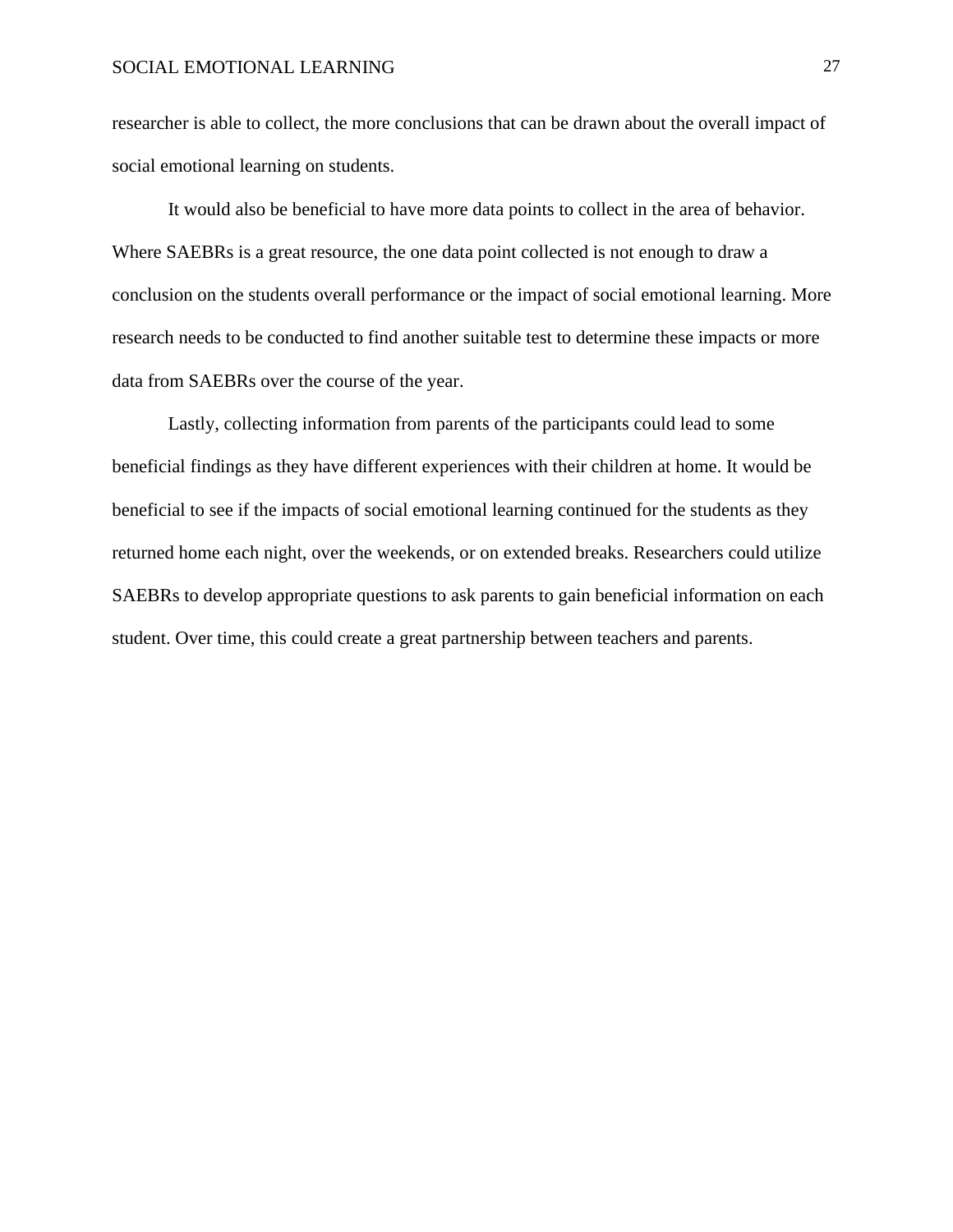researcher is able to collect, the more conclusions that can be drawn about the overall impact of social emotional learning on students.

It would also be beneficial to have more data points to collect in the area of behavior. Where SAEBRs is a great resource, the one data point collected is not enough to draw a conclusion on the students overall performance or the impact of social emotional learning. More research needs to be conducted to find another suitable test to determine these impacts or more data from SAEBRs over the course of the year.

Lastly, collecting information from parents of the participants could lead to some beneficial findings as they have different experiences with their children at home. It would be beneficial to see if the impacts of social emotional learning continued for the students as they returned home each night, over the weekends, or on extended breaks. Researchers could utilize SAEBRs to develop appropriate questions to ask parents to gain beneficial information on each student. Over time, this could create a great partnership between teachers and parents.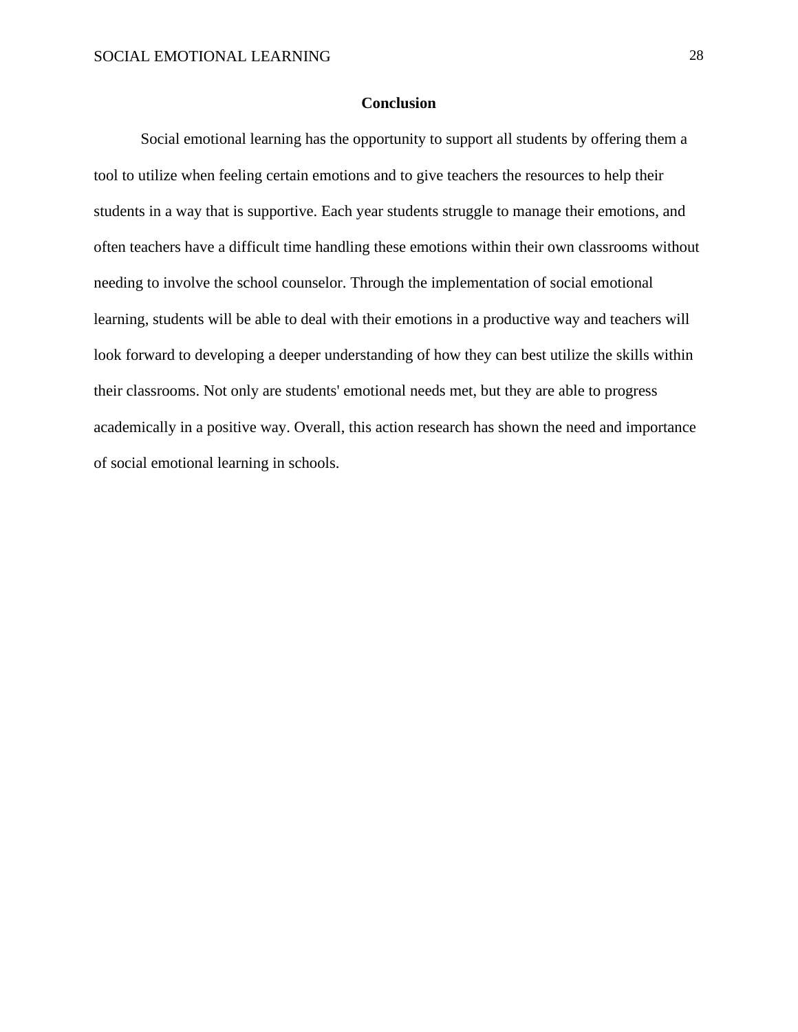## Conclusion

Social emotional learning has the opportunity to support all students by offering them a tool to utilize when feeling certain emotions and to give teachers the resources to help their students in a way that is supportive. Each year students struggle to manage their emotions, and often teachers have a difficult time handling these emotions within their own classrooms without needing to involve the school counselor. Through the implementation of social emotional learning, students will be able to deal with their emotions in a productive way and teachers will look forward to developing a deeper understanding of how they can best utilize the skills within their classrooms. Not only are students' emotional needs met, but they are able to progress academically in a positive way. Overall, this action research has shown the need and importance of social emotional learning in schools.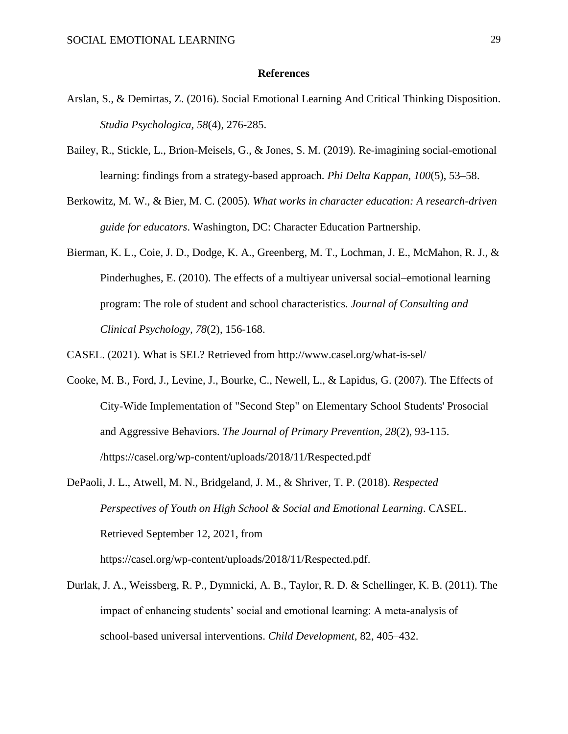# References

Arslan, S., & Demirtas, Z. (2016). Social Emotional Learning And Critical Thinking Disposition. *Studia Psychologica*, *58*(4), 276-285.

Bailey, R., Stickle, L., Brion-Meisels, G., & Jones, S. M. (2019). Re-imagining social-emotional learning: findings from a strategy-based approach. *Phi Delta Kappan*, *100*(5), 53–58.

Berkowitz, M. W., & Bier, M. C. (2005). *What works in character education: A research-driven guide for educators*. Washington, DC: Character Education Partnership.

Bierman, K. L., Coie, J. D., Dodge, K. A., Greenberg, M. T., Lochman, J. E., McMahon, R. J., & Pinderhughes, E. (2010). The effects of a multiyear universal social–emotional learning program: The role of student and school characteristics. *Journal of Consulting and Clinical Psychology*, *78*(2), 156-168.

CASEL. (2021). What is SEL? Retrieved from http://www.casel.org/what-is-sel/

Cooke, M. B., Ford, J., Levine, J., Bourke, C., Newell, L., & Lapidus, G. (2007). The Effects of City-Wide Implementation of "Second Step" on Elementary School Students' Prosocial and Aggressive Behaviors. *The Journal of Primary Prevention*, *28*(2), 93-115. /https://casel.org/wp-content/uploads/2018/11/Respected.pdf

DePaoli, J. L., Atwell, M. N., Bridgeland, J. M., & Shriver, T. P. (2018). *Respected Perspectives of Youth on High School & Social and Emotional Learning*. CASEL. Retrieved September 12, 2021, from https://casel.org/wp-content/uploads/2018/11/Respected.pdf.

Durlak, J. A., Weissberg, R. P., Dymnicki, A. B., Taylor, R. D. & Schellinger, K. B. (2011). The impact of enhancing students' social and emotional learning: A meta-analysis of school-based universal interventions. *Child Development,* 82, 405–432.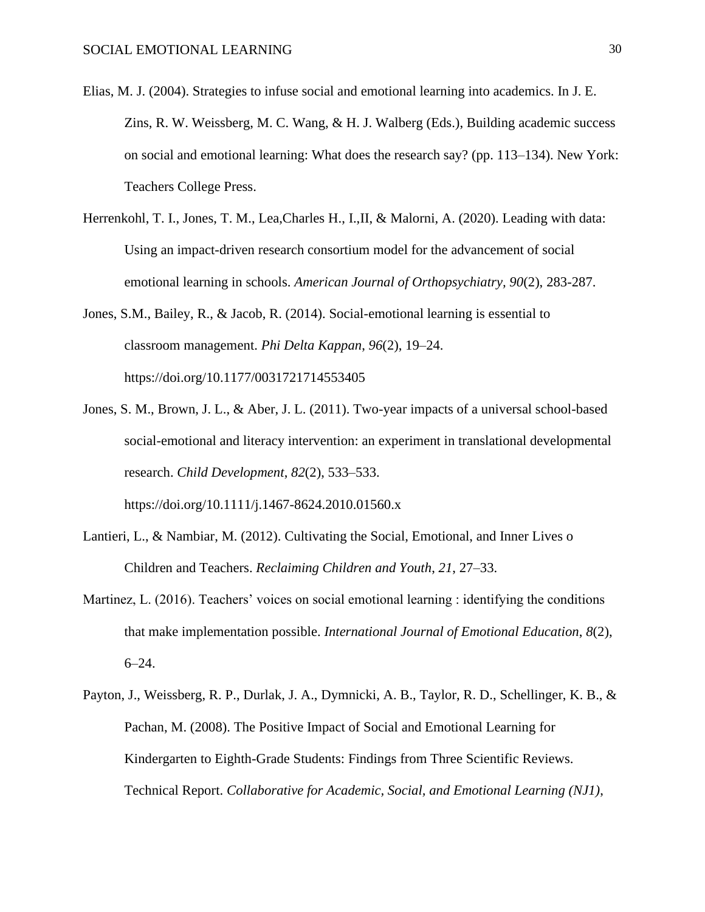Elias, M. J. (2004). Strategies to infuse social and emotional learning into academics. In J. E. Zins, R. W. Weissberg, M. C. Wang, & H. J. Walberg (Eds.), Building academic success on social and emotional learning: What does the research say? (pp. 113–134). New York: Teachers College Press.

Herrenkohl, T. I., Jones, T. M., Lea,Charles H., I.,II, & Malorni, A. (2020). Leading with data: Using an impact-driven research consortium model for the advancement of social emotional learning in schools. *American Journal of Orthopsychiatry, 90*(2), 283-287.

Jones, S.M., Bailey, R., & Jacob, R. (2014). Social-emotional learning is essential to classroom management. *Phi Delta Kappan*, *96*(2), 19–24. https://doi.org/10.1177/0031721714553405

Jones, S. M., Brown, J. L., & Aber, J. L. (2011). Two-year impacts of a universal school-based social-emotional and literacy intervention: an experiment in translational developmental research. *Child Development*, *82*(2), 533–533. https://doi.org/10.1111/j.1467-8624.2010.01560.x

Lantieri, L., & Nambiar, M. (2012). Cultivating the Social, Emotional, and Inner Lives o Children and Teachers. *Reclaiming Children and Youth*, *21*, 27–33.

Martinez, L. (2016). Teachers' voices on social emotional learning : identifying the conditions that make implementation possible. *International Journal of Emotional Education*, *8*(2), 6–24.

Payton, J., Weissberg, R. P., Durlak, J. A., Dymnicki, A. B., Taylor, R. D., Schellinger, K. B., & Pachan, M. (2008). The Positive Impact of Social and Emotional Learning for Kindergarten to Eighth-Grade Students: Findings from Three Scientific Reviews. Technical Report. *Collaborative for Academic, Social, and Emotional Learning (NJ1)*,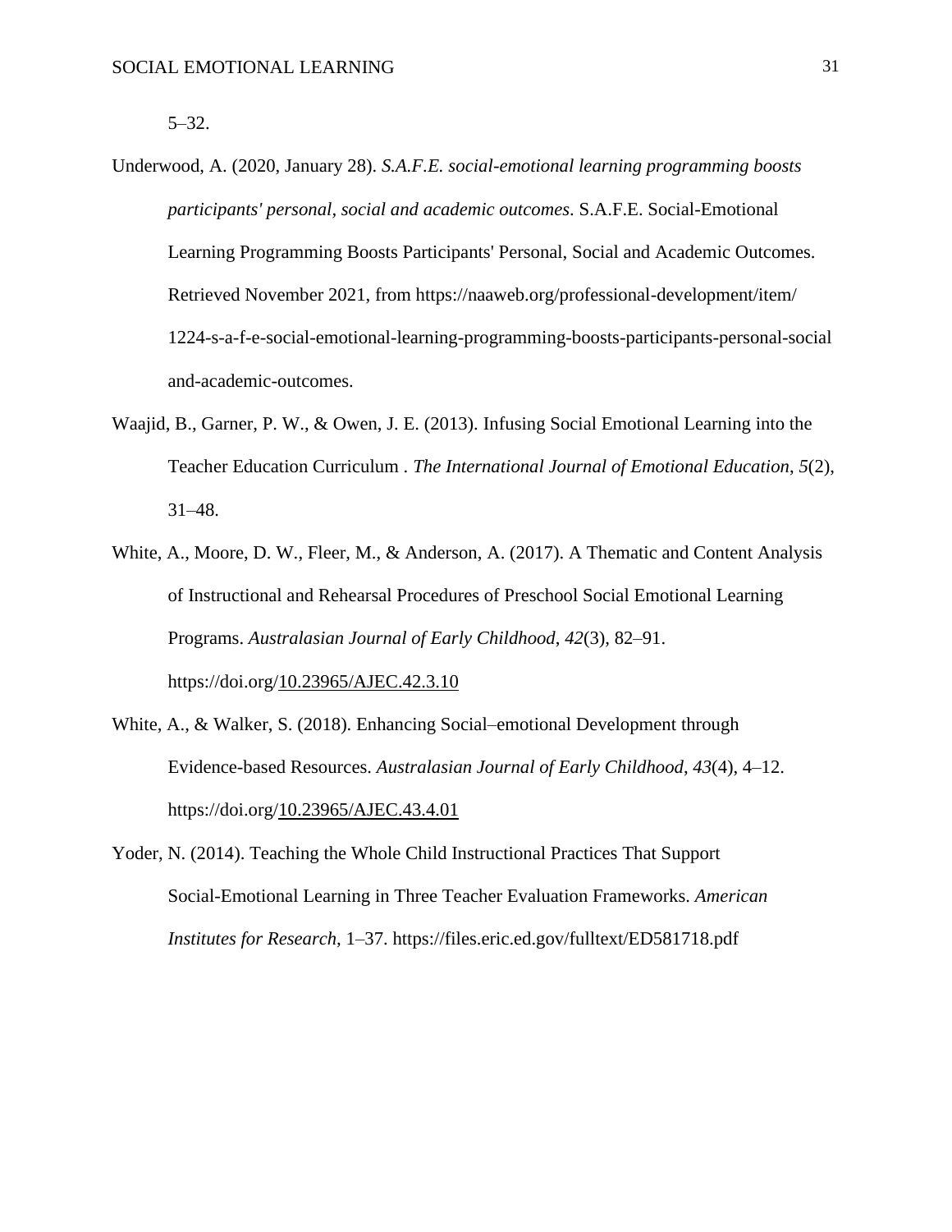5–32.

Underwood, A. (2020, January 28). *S.A.F.E. social-emotional learning programming boosts participants' personal, social and academic outcomes*. S.A.F.E. Social-Emotional Learning Programming Boosts Participants' Personal, Social and Academic Outcomes. Retrieved November 2021, from https://naaweb.org/professional-development/item/1224-s-a-f-e-social-emotional-learning-programming-boosts-participants-personal-social and-academic-outcomes.

Waajid, B., Garner, P. W., & Owen, J. E. (2013). Infusing Social Emotional Learning into the Teacher Education Curriculum . *The International Journal of Emotional Education*, *5*(2), 31–48.

White, A., Moore, D. W., Fleer, M., & Anderson, A. (2017). A Thematic and Content Analysis of Instructional and Rehearsal Procedures of Preschool Social Emotional Learning Programs. *Australasian Journal of Early Childhood*, *42*(3), 82–91. https://doi.org/10.23965/AJEC.42.3.10

White, A., & Walker, S. (2018). Enhancing Social–emotional Development through Evidence-based Resources. *Australasian Journal of Early Childhood*, *43*(4), 4–12. https://doi.org/10.23965/AJEC.43.4.01

Yoder, N. (2014). Teaching the Whole Child Instructional Practices That Support Social-Emotional Learning in Three Teacher Evaluation Frameworks. *American Institutes for Research,* 1–37. https://files.eric.ed.gov/fulltext/ED581718.pdf